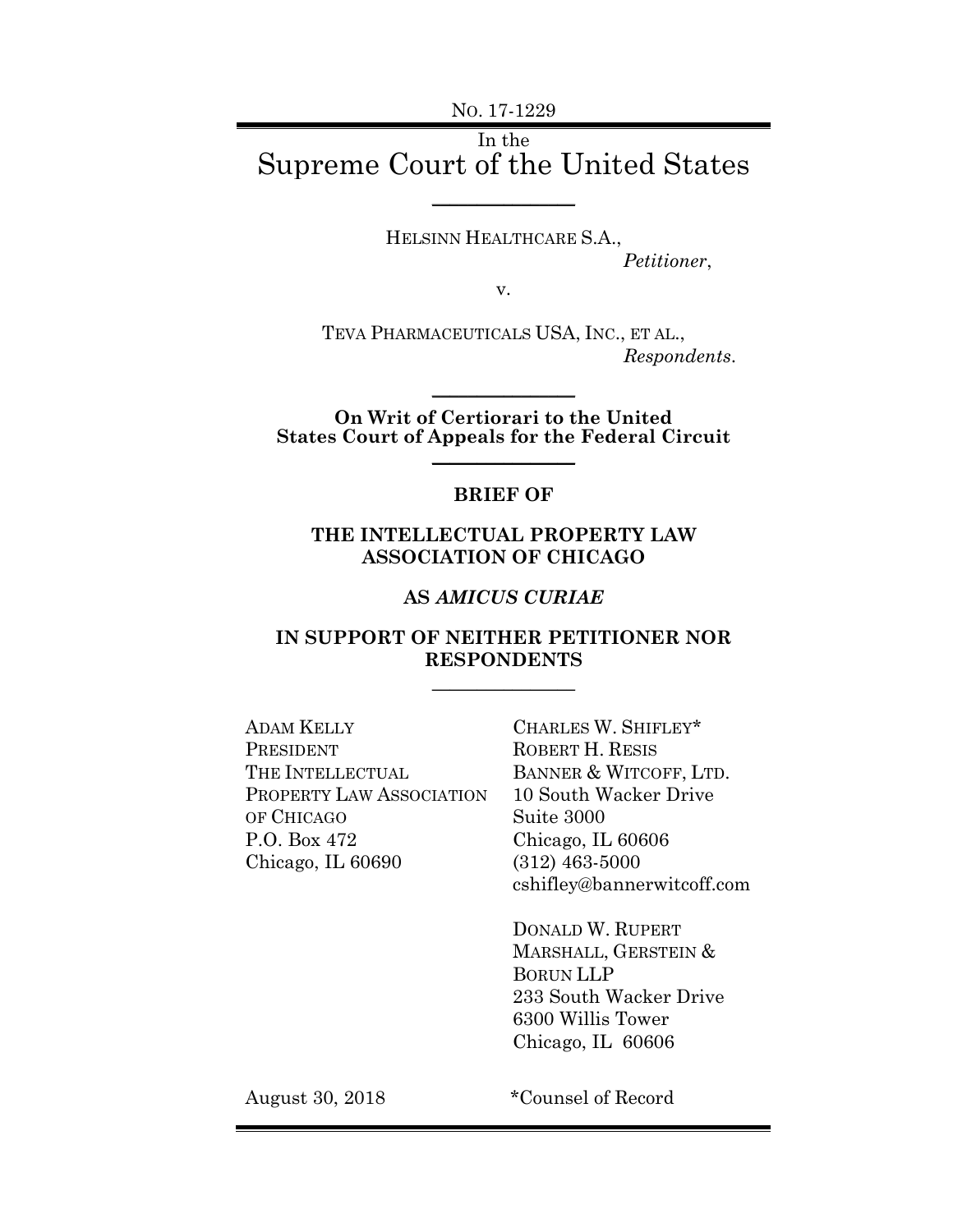NO. 17-1229

In the

# Supreme Court of the United States

---

HELSINN HEALTHCARE S.A.,

*Petitioner*,

v.

TEVA PHARMACEUTICALS USA, INC., ET AL.,

*Respondents*.

---

**On Writ of Certiorari to the United States Court of Appeals for the Federal Circuit**

---

**BRIEF OF**

**THE INTELLECTUAL PROPERTY LAW ASSOCIATION OF CHICAGO**

**AS *AMICUS CURIAE***

**IN SUPPORT OF NEITHER PETITIONER NOR RESPONDENTS**

---

ADAM KELLY
PRESIDENT
THE INTELLECTUAL PROPERTY LAW ASSOCIATION OF CHICAGO
P.O. Box 472
Chicago, IL 60690

CHARLES W. SHIFLEY*
ROBERT H. RESIS
BANNER & WITCOFF, LTD.
10 South Wacker Drive
Suite 3000
Chicago, IL 60606
(312) 463-5000
cshifley@bannerwitcoff.com

DONALD W. RUPERT
MARSHALL, GERSTEIN & BORUN LLP
233 South Wacker Drive
6300 Willis Tower
Chicago, IL 60606

August 30, 2018

*Counsel of Record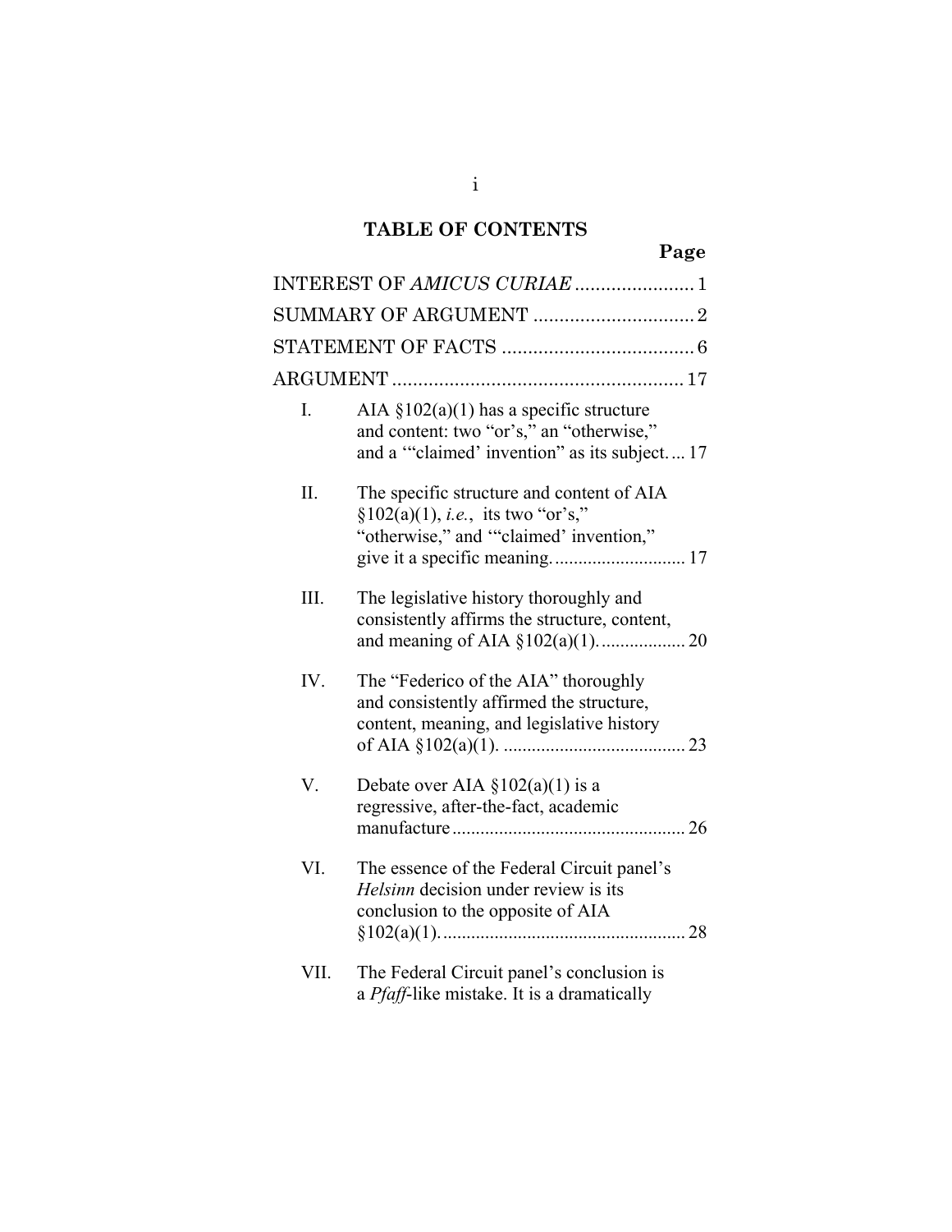## TABLE OF CONTENTS

| | Page |
|---|---|
| INTEREST OF *AMICUS CURIAE* | 1 |
| SUMMARY OF ARGUMENT | 2 |
| STATEMENT OF FACTS | 6 |
| ARGUMENT | 17 |
| I. AIA §102(a)(1) has a specific structure and content: two "or's," an "otherwise," and a '"claimed' invention" as its subject. | 17 |
| II. The specific structure and content of AIA §102(a)(1), *i.e.*, its two "or's," "otherwise," and '"claimed' invention," give it a specific meaning. | 17 |
| III. The legislative history thoroughly and consistently affirms the structure, content, and meaning of AIA §102(a)(1). | 20 |
| IV. The "Federico of the AIA" thoroughly and consistently affirmed the structure, content, meaning, and legislative history of AIA §102(a)(1). | 23 |
| V. Debate over AIA §102(a)(1) is a regressive, after-the-fact, academic manufacture | 26 |
| VI. The essence of the Federal Circuit panel's *Helsinn* decision under review is its conclusion to the opposite of AIA §102(a)(1). | 28 |
| VII. The Federal Circuit panel's conclusion is a *Pfaff*-like mistake. It is a dramatically | |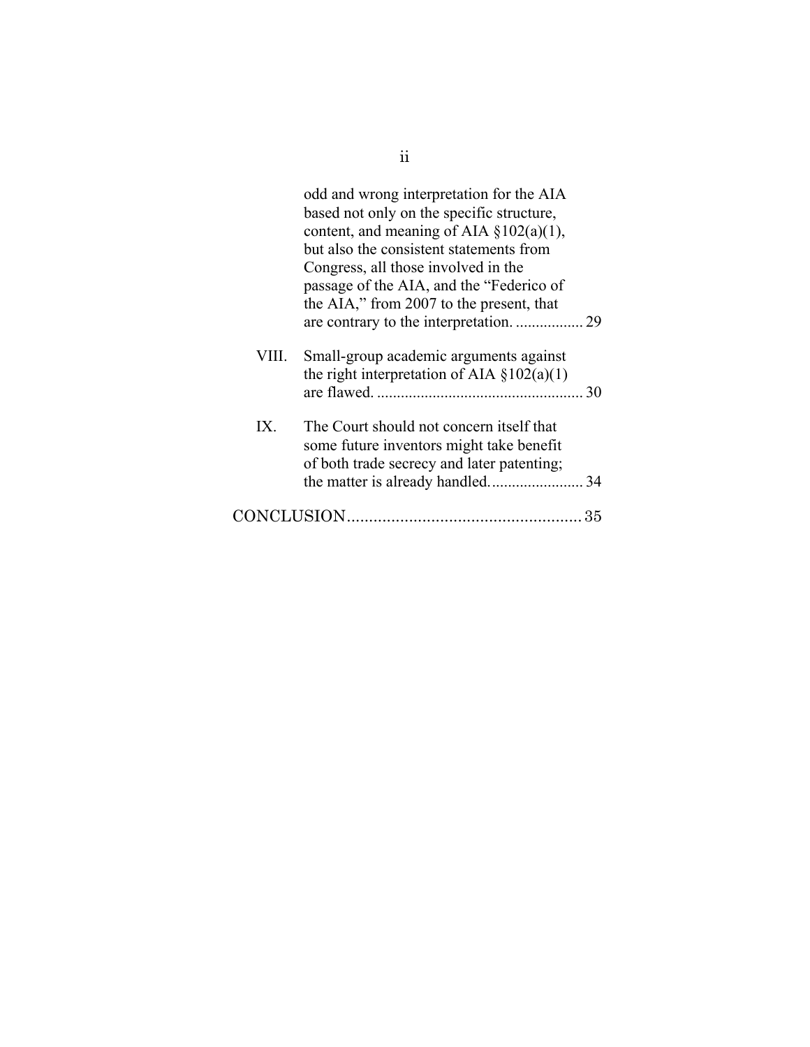odd and wrong interpretation for the AIA based not only on the specific structure, content, and meaning of AIA §102(a)(1), but also the consistent statements from Congress, all those involved in the passage of the AIA, and the "Federico of the AIA," from 2007 to the present, that are contrary to the interpretation. ................. 29

VIII. Small-group academic arguments against the right interpretation of AIA §102(a)(1) are flawed. .................................................... 30

IX. The Court should not concern itself that some future inventors might take benefit of both trade secrecy and later patenting; the matter is already handled. ....................... 34

CONCLUSION..................................................... 35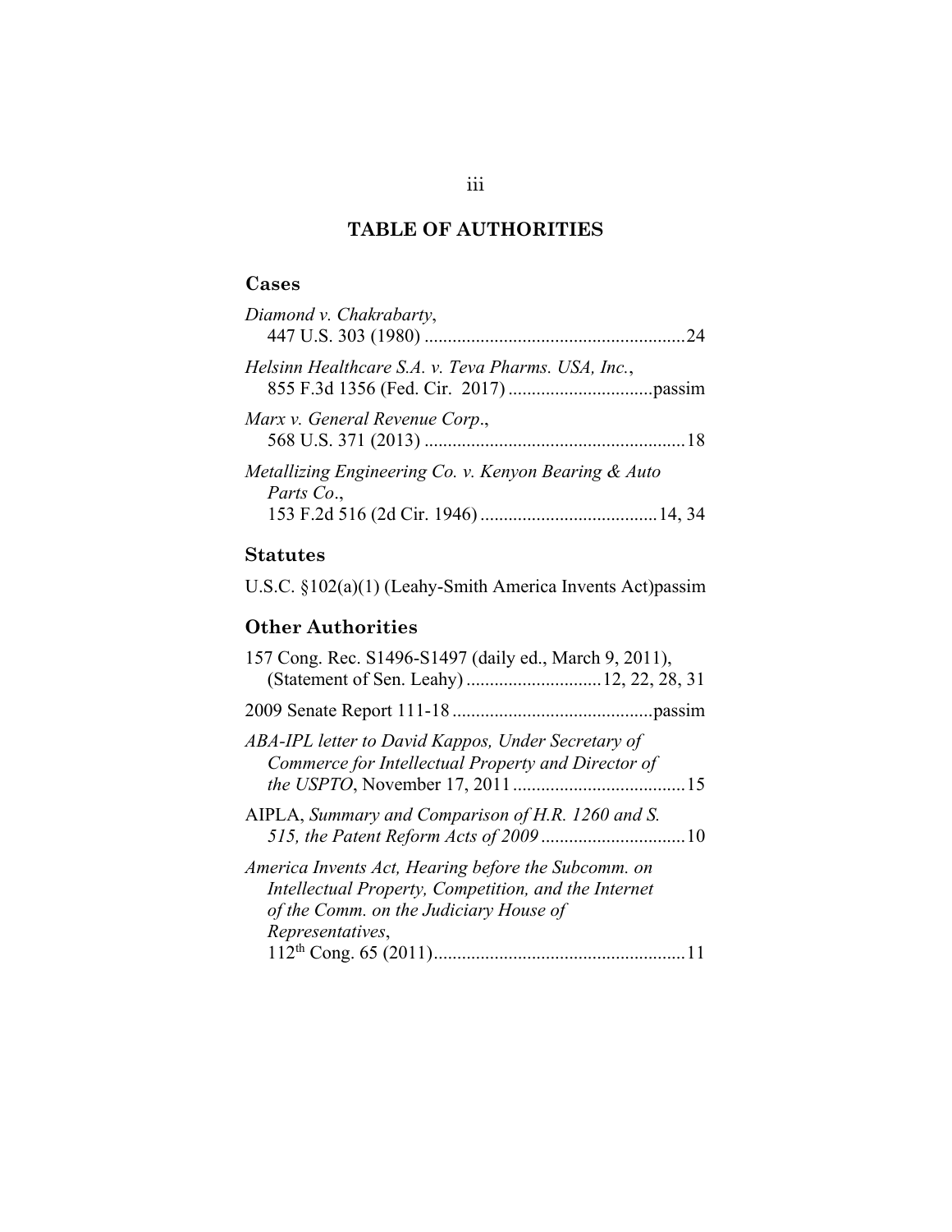# TABLE OF AUTHORITIES

## Cases

*Diamond v. Chakrabarty*,
447 U.S. 303 (1980) ........................................................24

*Helsinn Healthcare S.A. v. Teva Pharms. USA, Inc.*,
855 F.3d 1356 (Fed. Cir. 2017) ...............................passim

*Marx v. General Revenue Corp*.,
568 U.S. 371 (2013) ........................................................18

*Metallizing Engineering Co. v. Kenyon Bearing & Auto Parts Co*.,
153 F.2d 516 (2d Cir. 1946) ......................................14, 34

## Statutes

U.S.C. §102(a)(1) (Leahy-Smith America Invents Act)passim

## Other Authorities

157 Cong. Rec. S1496-S1497 (daily ed., March 9, 2011),
(Statement of Sen. Leahy) .............................12, 22, 28, 31

2009 Senate Report 111-18 ...........................................passim

*ABA-IPL letter to David Kappos, Under Secretary of Commerce for Intellectual Property and Director of the USPTO*, November 17, 2011 .....................................15

AIPLA, *Summary and Comparison of H.R. 1260 and S. 515, the Patent Reform Acts of 2009* ...............................10

*America Invents Act, Hearing before the Subcomm. on Intellectual Property, Competition, and the Internet of the Comm. on the Judiciary House of Representatives*,
112th Cong. 65 (2011).....................................................11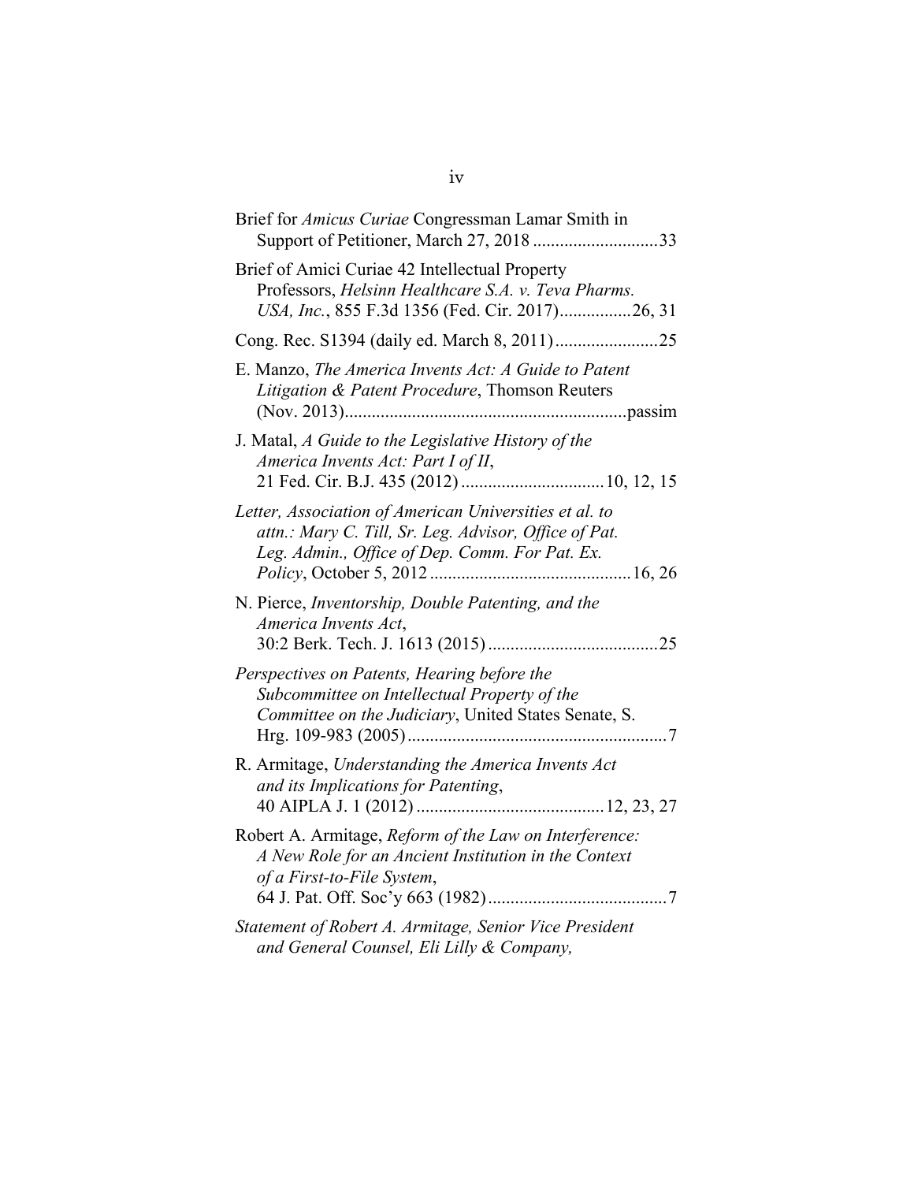Brief for *Amicus Curiae* Congressman Lamar Smith in Support of Petitioner, March 27, 2018 ............................33

Brief of Amici Curiae 42 Intellectual Property Professors, *Helsinn Healthcare S.A. v. Teva Pharms. USA, Inc.*, 855 F.3d 1356 (Fed. Cir. 2017)................26, 31

Cong. Rec. S1394 (daily ed. March 8, 2011).......................25

E. Manzo, *The America Invents Act: A Guide to Patent Litigation & Patent Procedure*, Thomson Reuters (Nov. 2013)..............................................................passim

J. Matal, *A Guide to the Legislative History of the America Invents Act: Part I of II*, 21 Fed. Cir. B.J. 435 (2012) ................................10, 12, 15

*Letter, Association of American Universities et al. to attn.: Mary C. Till, Sr. Leg. Advisor, Office of Pat. Leg. Admin., Office of Dep. Comm. For Pat. Ex. Policy*, October 5, 2012 ............................................16, 26

N. Pierce, *Inventorship, Double Patenting, and the America Invents Act*, 30:2 Berk. Tech. J. 1613 (2015) ......................................25

*Perspectives on Patents, Hearing before the Subcommittee on Intellectual Property of the Committee on the Judiciary*, United States Senate, S. Hrg. 109-983 (2005)..........................................................7

R. Armitage, *Understanding the America Invents Act and its Implications for Patenting*, 40 AIPLA J. 1 (2012) ..........................................12, 23, 27

Robert A. Armitage, *Reform of the Law on Interference: A New Role for an Ancient Institution in the Context of a First-to-File System*, 64 J. Pat. Off. Soc'y 663 (1982)........................................7

*Statement of Robert A. Armitage, Senior Vice President and General Counsel, Eli Lilly & Company,*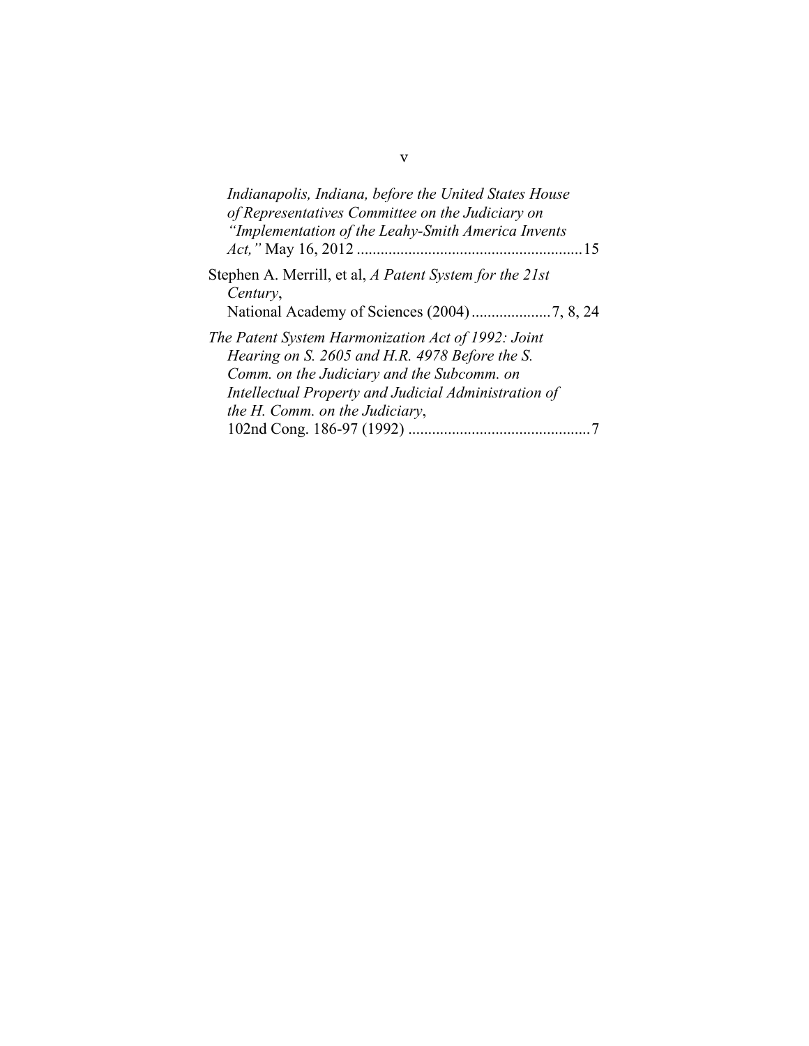*Indianapolis, Indiana, before the United States House of Representatives Committee on the Judiciary on "Implementation of the Leahy-Smith America Invents Act,"* May 16, 2012 ........................................................15

Stephen A. Merrill, et al, *A Patent System for the 21st Century*, National Academy of Sciences (2004)....................7, 8, 24

*The Patent System Harmonization Act of 1992: Joint Hearing on S. 2605 and H.R. 4978 Before the S. Comm. on the Judiciary and the Subcomm. on Intellectual Property and Judicial Administration of the H. Comm. on the Judiciary*, 102nd Cong. 186-97 (1992) .............................................7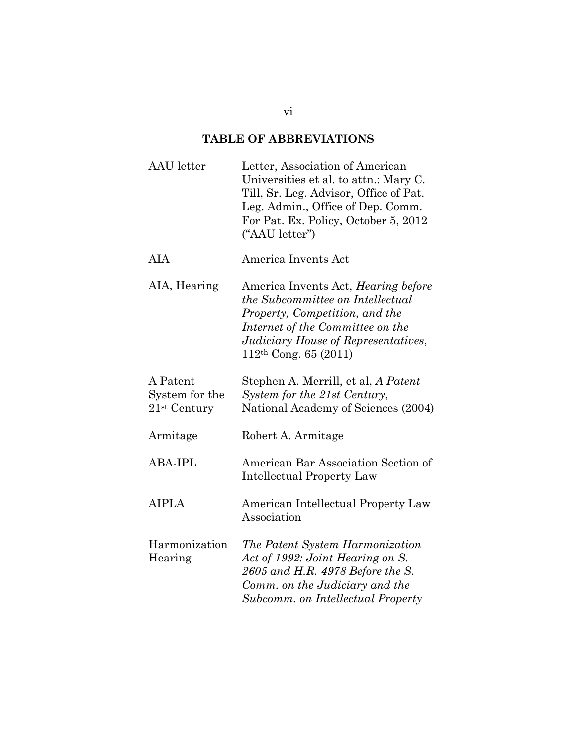## TABLE OF ABBREVIATIONS

| | |
|---|---|
| AAU letter | Letter, Association of American Universities et al. to attn.: Mary C. Till, Sr. Leg. Advisor, Office of Pat. Leg. Admin., Office of Dep. Comm. For Pat. Ex. Policy, October 5, 2012 ("AAU letter") |
| AIA | America Invents Act |
| AIA, Hearing | America Invents Act, *Hearing before the Subcommittee on Intellectual Property, Competition, and the Internet of the Committee on the Judiciary House of Representatives*, 112th Cong. 65 (2011) |
| A Patent System for the 21st Century | Stephen A. Merrill, et al, *A Patent System for the 21st Century*, National Academy of Sciences (2004) |
| Armitage | Robert A. Armitage |
| ABA-IPL | American Bar Association Section of Intellectual Property Law |
| AIPLA | American Intellectual Property Law Association |
| Harmonization Hearing | *The Patent System Harmonization Act of 1992: Joint Hearing on S. 2605 and H.R. 4978 Before the S. Comm. on the Judiciary and the Subcomm. on Intellectual Property* |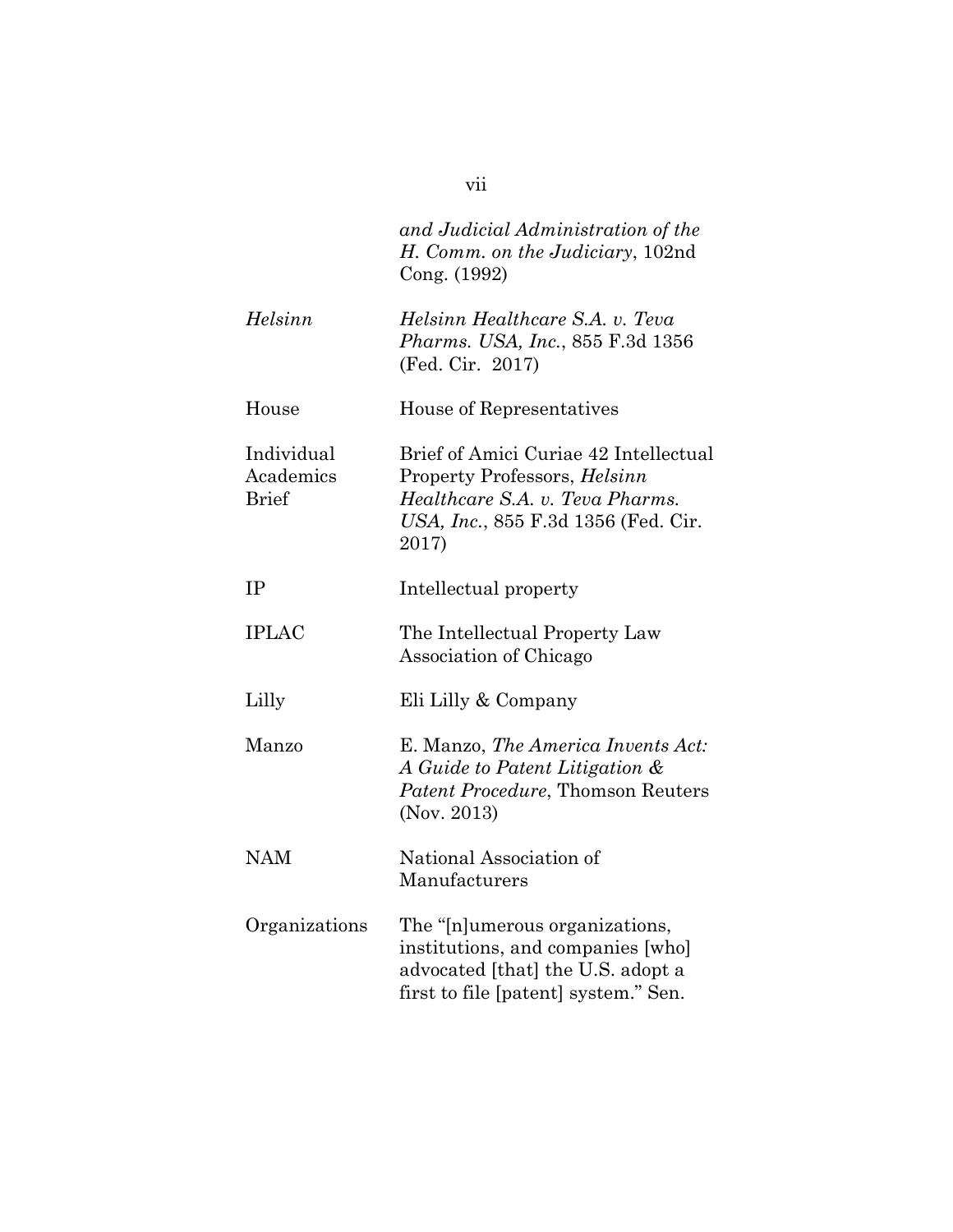| | |
|---|---|
| | *and Judicial Administration of the H. Comm. on the Judiciary*, 102nd Cong. (1992) |
| *Helsinn* | *Helsinn Healthcare S.A. v. Teva Pharms. USA, Inc.*, 855 F.3d 1356 (Fed. Cir. 2017) |
| House | House of Representatives |
| Individual Academics Brief | Brief of Amici Curiae 42 Intellectual Property Professors, *Helsinn Healthcare S.A. v. Teva Pharms. USA, Inc.*, 855 F.3d 1356 (Fed. Cir. 2017) |
| IP | Intellectual property |
| IPLAC | The Intellectual Property Law Association of Chicago |
| Lilly | Eli Lilly & Company |
| Manzo | E. Manzo, *The America Invents Act: A Guide to Patent Litigation & Patent Procedure*, Thomson Reuters (Nov. 2013) |
| NAM | National Association of Manufacturers |
| Organizations | The "[n]umerous organizations, institutions, and companies [who] advocated [that] the U.S. adopt a first to file [patent] system." Sen. |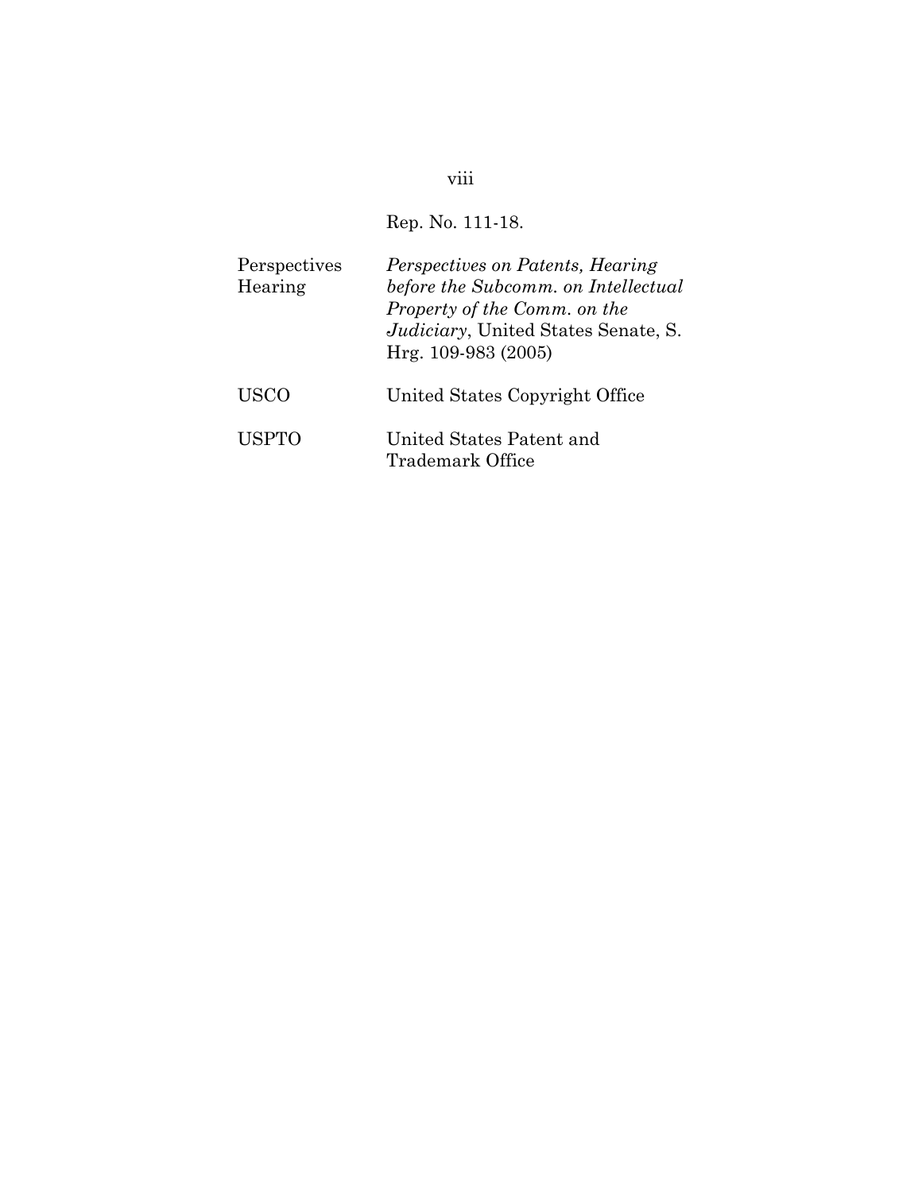| | |
|---|---|
| | Rep. No. 111-18. |
| Perspectives Hearing | *Perspectives on Patents, Hearing before the Subcomm. on Intellectual Property of the Comm. on the Judiciary*, United States Senate, S. Hrg. 109-983 (2005) |
| USCO | United States Copyright Office |
| USPTO | United States Patent and Trademark Office |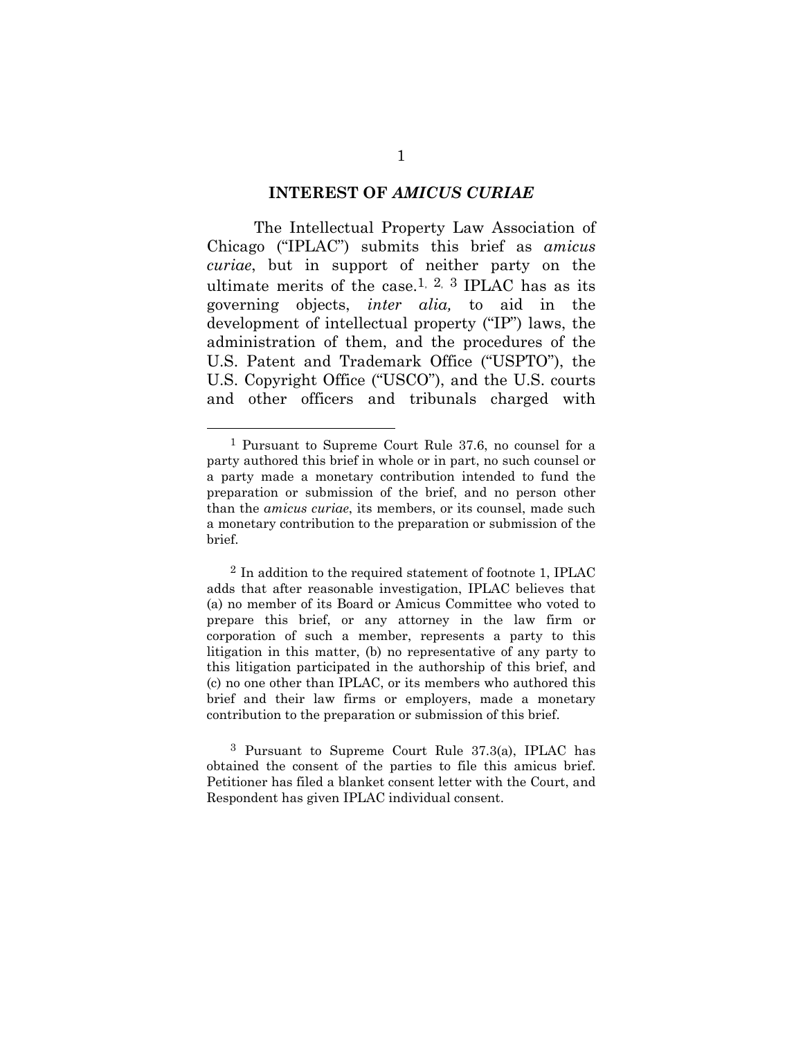## INTEREST OF *AMICUS CURIAE*

The Intellectual Property Law Association of Chicago ("IPLAC") submits this brief as *amicus curiae*, but in support of neither party on the ultimate merits of the case.[1, 2, 3] IPLAC has as its governing objects, *inter alia,* to aid in the development of intellectual property ("IP") laws, the administration of them, and the procedures of the U.S. Patent and Trademark Office ("USPTO"), the U.S. Copyright Office ("USCO"), and the U.S. courts and other officers and tribunals charged with

---

[1] Pursuant to Supreme Court Rule 37.6, no counsel for a party authored this brief in whole or in part, no such counsel or a party made a monetary contribution intended to fund the preparation or submission of the brief, and no person other than the *amicus curiae*, its members, or its counsel, made such a monetary contribution to the preparation or submission of the brief.

[2] In addition to the required statement of footnote 1, IPLAC adds that after reasonable investigation, IPLAC believes that (a) no member of its Board or Amicus Committee who voted to prepare this brief, or any attorney in the law firm or corporation of such a member, represents a party to this litigation in this matter, (b) no representative of any party to this litigation participated in the authorship of this brief, and (c) no one other than IPLAC, or its members who authored this brief and their law firms or employers, made a monetary contribution to the preparation or submission of this brief.

[3] Pursuant to Supreme Court Rule 37.3(a), IPLAC has obtained the consent of the parties to file this amicus brief. Petitioner has filed a blanket consent letter with the Court, and Respondent has given IPLAC individual consent.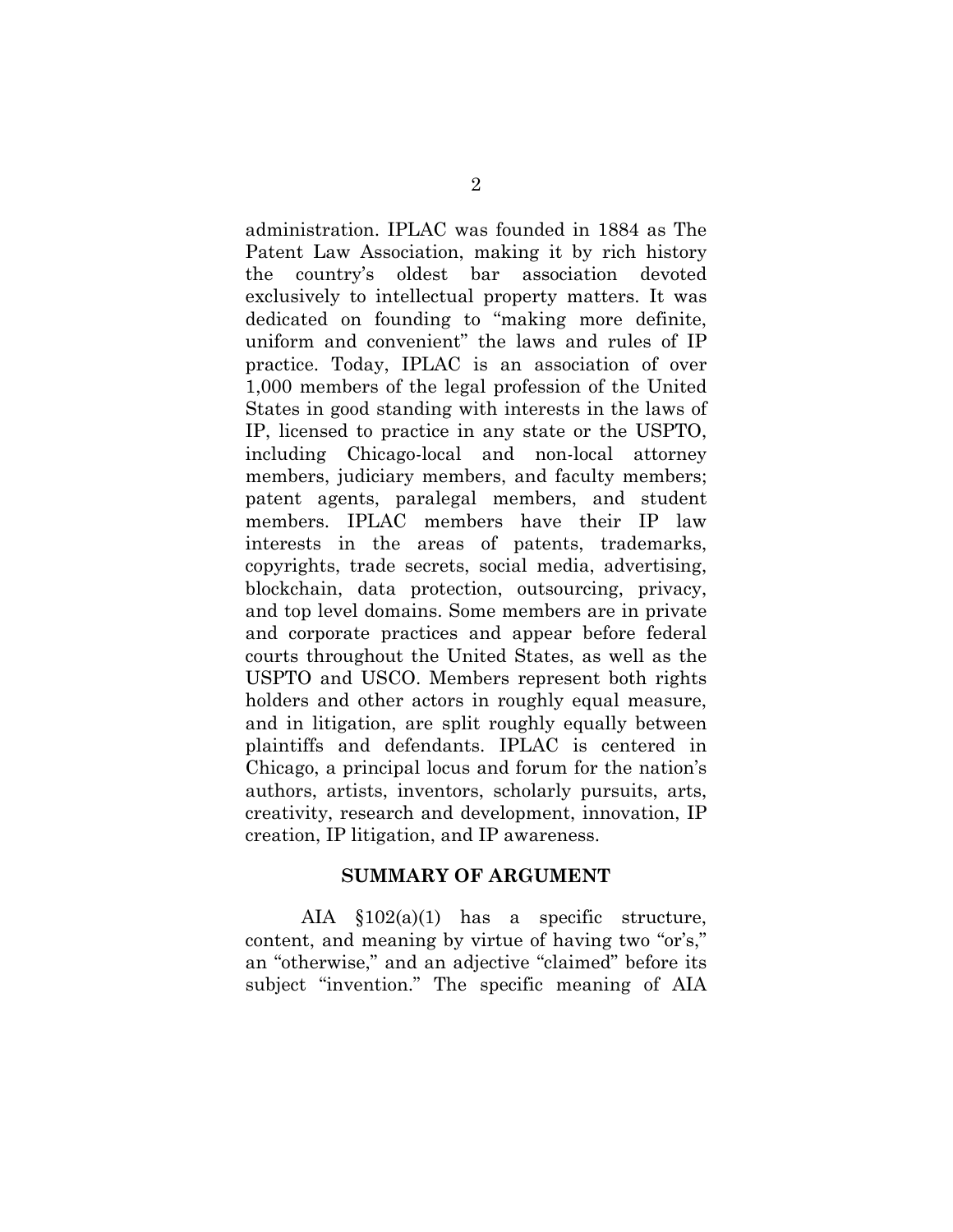administration. IPLAC was founded in 1884 as The Patent Law Association, making it by rich history the country's oldest bar association devoted exclusively to intellectual property matters. It was dedicated on founding to "making more definite, uniform and convenient" the laws and rules of IP practice. Today, IPLAC is an association of over 1,000 members of the legal profession of the United States in good standing with interests in the laws of IP, licensed to practice in any state or the USPTO, including Chicago-local and non-local attorney members, judiciary members, and faculty members; patent agents, paralegal members, and student members. IPLAC members have their IP law interests in the areas of patents, trademarks, copyrights, trade secrets, social media, advertising, blockchain, data protection, outsourcing, privacy, and top level domains. Some members are in private and corporate practices and appear before federal courts throughout the United States, as well as the USPTO and USCO. Members represent both rights holders and other actors in roughly equal measure, and in litigation, are split roughly equally between plaintiffs and defendants. IPLAC is centered in Chicago, a principal locus and forum for the nation's authors, artists, inventors, scholarly pursuits, arts, creativity, research and development, innovation, IP creation, IP litigation, and IP awareness.

## SUMMARY OF ARGUMENT

AIA §102(a)(1) has a specific structure, content, and meaning by virtue of having two "or's," an "otherwise," and an adjective "claimed" before its subject "invention." The specific meaning of AIA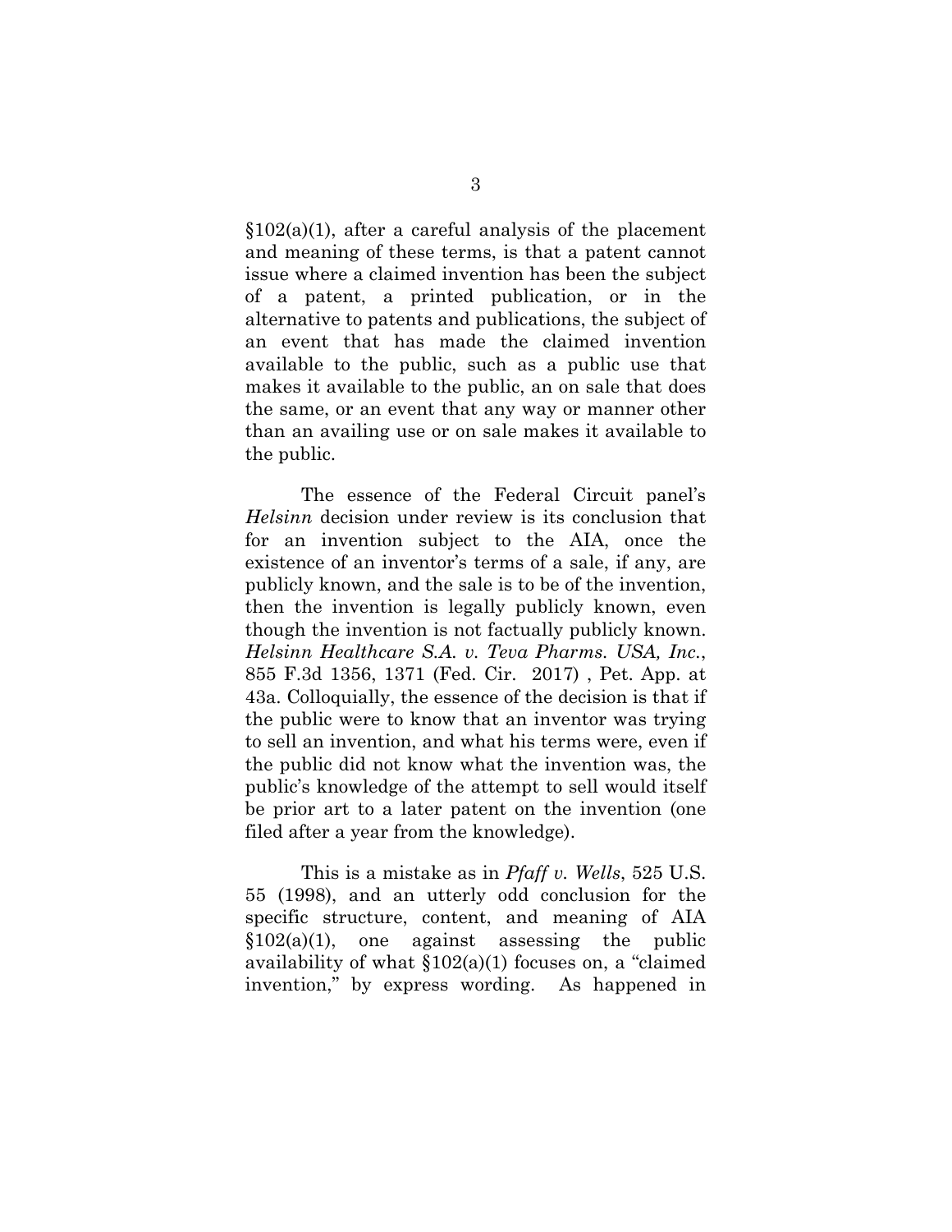§102(a)(1), after a careful analysis of the placement and meaning of these terms, is that a patent cannot issue where a claimed invention has been the subject of a patent, a printed publication, or in the alternative to patents and publications, the subject of an event that has made the claimed invention available to the public, such as a public use that makes it available to the public, an on sale that does the same, or an event that any way or manner other than an availing use or on sale makes it available to the public.

The essence of the Federal Circuit panel's *Helsinn* decision under review is its conclusion that for an invention subject to the AIA, once the existence of an inventor's terms of a sale, if any, are publicly known, and the sale is to be of the invention, then the invention is legally publicly known, even though the invention is not factually publicly known. *Helsinn Healthcare S.A. v. Teva Pharms. USA, Inc.*, 855 F.3d 1356, 1371 (Fed. Cir. 2017) , Pet. App. at 43a. Colloquially, the essence of the decision is that if the public were to know that an inventor was trying to sell an invention, and what his terms were, even if the public did not know what the invention was, the public's knowledge of the attempt to sell would itself be prior art to a later patent on the invention (one filed after a year from the knowledge).

This is a mistake as in *Pfaff v. Wells*, 525 U.S. 55 (1998), and an utterly odd conclusion for the specific structure, content, and meaning of AIA §102(a)(1), one against assessing the public availability of what §102(a)(1) focuses on, a "claimed invention," by express wording. As happened in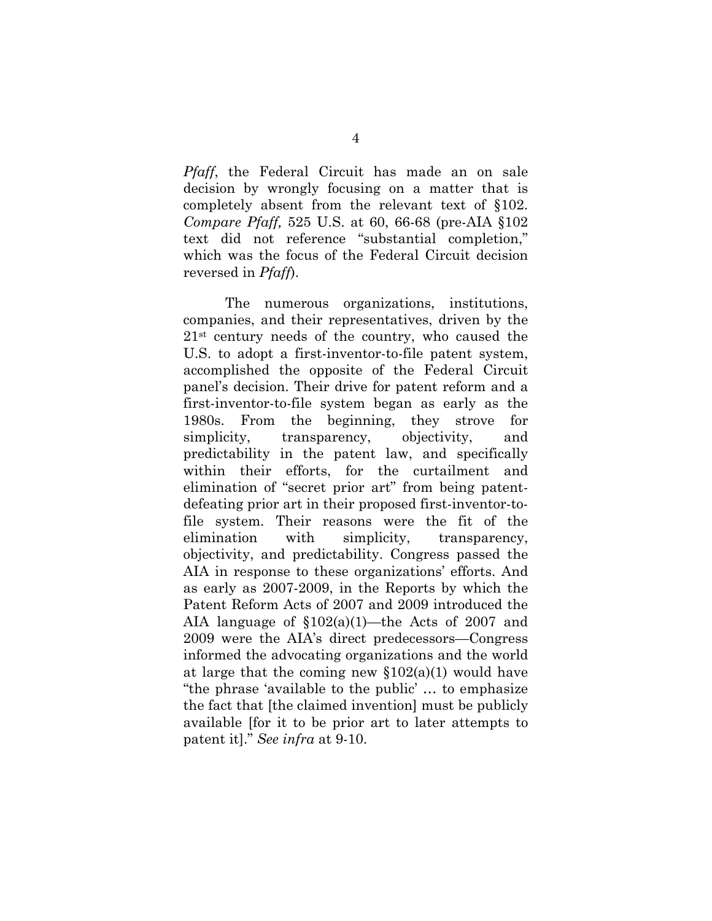*Pfaff*, the Federal Circuit has made an on sale decision by wrongly focusing on a matter that is completely absent from the relevant text of §102. *Compare Pfaff,* 525 U.S. at 60, 66-68 (pre-AIA §102 text did not reference "substantial completion," which was the focus of the Federal Circuit decision reversed in *Pfaff*).

The numerous organizations, institutions, companies, and their representatives, driven by the 21st century needs of the country, who caused the U.S. to adopt a first-inventor-to-file patent system, accomplished the opposite of the Federal Circuit panel's decision. Their drive for patent reform and a first-inventor-to-file system began as early as the 1980s. From the beginning, they strove for simplicity, transparency, objectivity, and predictability in the patent law, and specifically within their efforts, for the curtailment and elimination of "secret prior art" from being patent-defeating prior art in their proposed first-inventor-to-file system. Their reasons were the fit of the elimination with simplicity, transparency, objectivity, and predictability. Congress passed the AIA in response to these organizations' efforts. And as early as 2007-2009, in the Reports by which the Patent Reform Acts of 2007 and 2009 introduced the AIA language of §102(a)(1)—the Acts of 2007 and 2009 were the AIA's direct predecessors—Congress informed the advocating organizations and the world at large that the coming new §102(a)(1) would have "the phrase 'available to the public' … to emphasize the fact that [the claimed invention] must be publicly available [for it to be prior art to later attempts to patent it]." *See infra* at 9-10.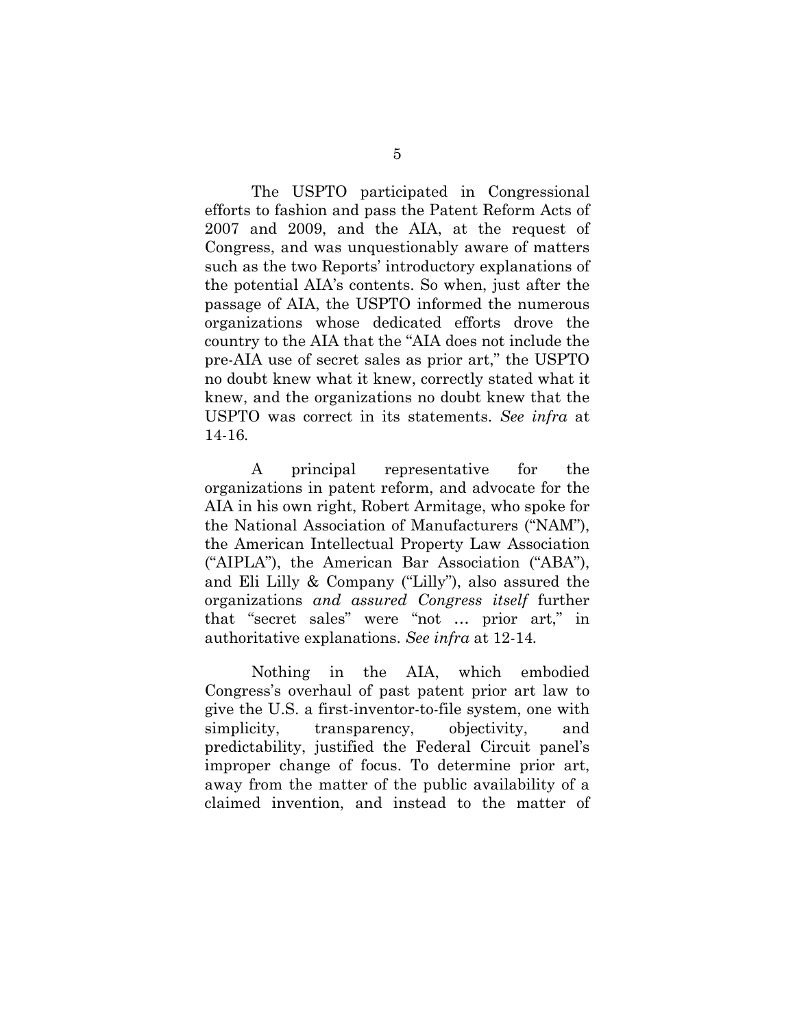The USPTO participated in Congressional efforts to fashion and pass the Patent Reform Acts of 2007 and 2009, and the AIA, at the request of Congress, and was unquestionably aware of matters such as the two Reports' introductory explanations of the potential AIA's contents. So when, just after the passage of AIA, the USPTO informed the numerous organizations whose dedicated efforts drove the country to the AIA that the "AIA does not include the pre-AIA use of secret sales as prior art," the USPTO no doubt knew what it knew, correctly stated what it knew, and the organizations no doubt knew that the USPTO was correct in its statements. *See infra* at 14-16.

A principal representative for the organizations in patent reform, and advocate for the AIA in his own right, Robert Armitage, who spoke for the National Association of Manufacturers ("NAM"), the American Intellectual Property Law Association ("AIPLA"), the American Bar Association ("ABA"), and Eli Lilly & Company ("Lilly"), also assured the organizations *and assured Congress itself* further that "secret sales" were "not … prior art," in authoritative explanations. *See infra* at 12-14.

Nothing in the AIA, which embodied Congress's overhaul of past patent prior art law to give the U.S. a first-inventor-to-file system, one with simplicity, transparency, objectivity, and predictability, justified the Federal Circuit panel's improper change of focus. To determine prior art, away from the matter of the public availability of a claimed invention, and instead to the matter of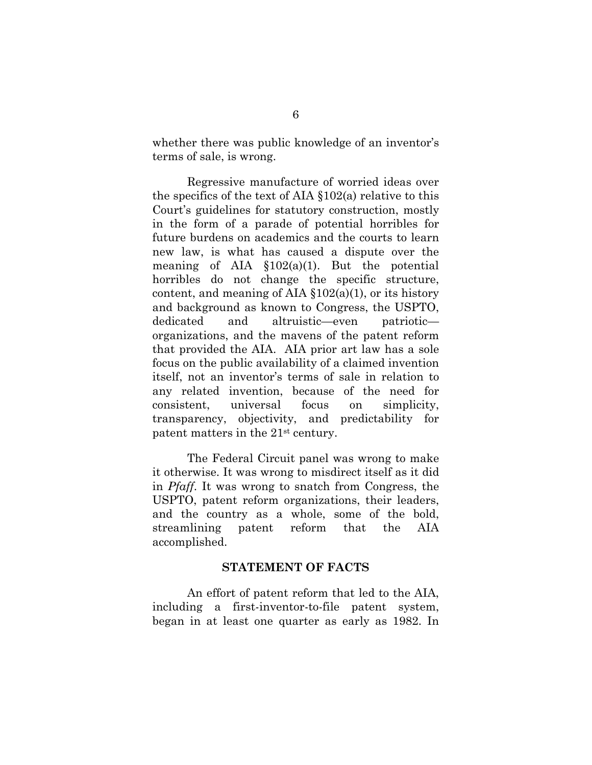whether there was public knowledge of an inventor's terms of sale, is wrong.

Regressive manufacture of worried ideas over the specifics of the text of AIA §102(a) relative to this Court's guidelines for statutory construction, mostly in the form of a parade of potential horribles for future burdens on academics and the courts to learn new law, is what has caused a dispute over the meaning of AIA §102(a)(1). But the potential horribles do not change the specific structure, content, and meaning of AIA §102(a)(1), or its history and background as known to Congress, the USPTO, dedicated and altruistic—even patriotic—organizations, and the mavens of the patent reform that provided the AIA. AIA prior art law has a sole focus on the public availability of a claimed invention itself, not an inventor's terms of sale in relation to any related invention, because of the need for consistent, universal focus on simplicity, transparency, objectivity, and predictability for patent matters in the 21st century.

The Federal Circuit panel was wrong to make it otherwise. It was wrong to misdirect itself as it did in *Pfaff*. It was wrong to snatch from Congress, the USPTO, patent reform organizations, their leaders, and the country as a whole, some of the bold, streamlining patent reform that the AIA accomplished.

## STATEMENT OF FACTS

An effort of patent reform that led to the AIA, including a first-inventor-to-file patent system, began in at least one quarter as early as 1982. In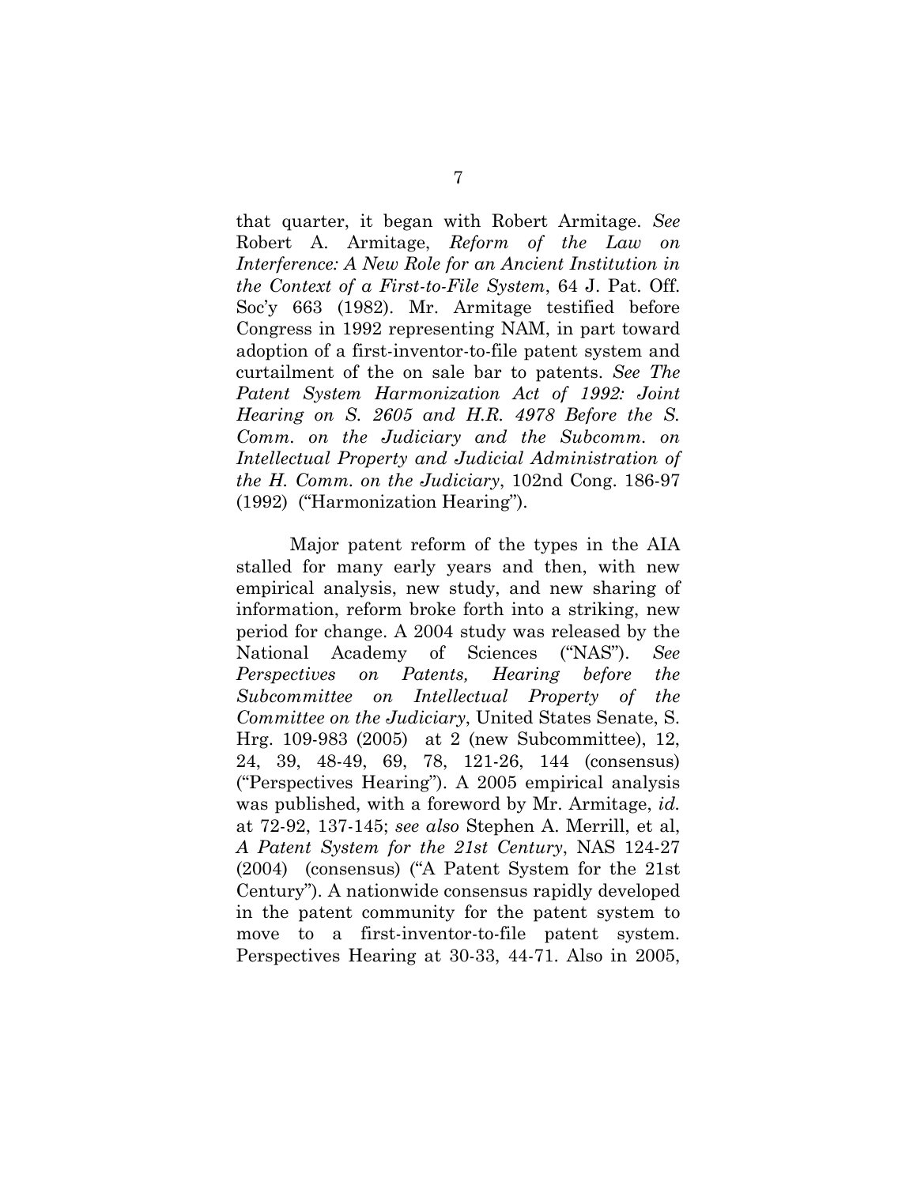that quarter, it began with Robert Armitage. *See* Robert A. Armitage, *Reform of the Law on Interference: A New Role for an Ancient Institution in the Context of a First-to-File System*, 64 J. Pat. Off. Soc'y 663 (1982). Mr. Armitage testified before Congress in 1992 representing NAM, in part toward adoption of a first-inventor-to-file patent system and curtailment of the on sale bar to patents. *See The Patent System Harmonization Act of 1992: Joint Hearing on S. 2605 and H.R. 4978 Before the S. Comm. on the Judiciary and the Subcomm. on Intellectual Property and Judicial Administration of the H. Comm. on the Judiciary*, 102nd Cong. 186-97 (1992) ("Harmonization Hearing").

Major patent reform of the types in the AIA stalled for many early years and then, with new empirical analysis, new study, and new sharing of information, reform broke forth into a striking, new period for change. A 2004 study was released by the National Academy of Sciences ("NAS"). *See Perspectives on Patents, Hearing before the Subcommittee on Intellectual Property of the Committee on the Judiciary*, United States Senate, S. Hrg. 109-983 (2005) at 2 (new Subcommittee), 12, 24, 39, 48-49, 69, 78, 121-26, 144 (consensus) ("Perspectives Hearing"). A 2005 empirical analysis was published, with a foreword by Mr. Armitage, *id.* at 72-92, 137-145; *see also* Stephen A. Merrill, et al, *A Patent System for the 21st Century*, NAS 124-27 (2004) (consensus) ("A Patent System for the 21st Century"). A nationwide consensus rapidly developed in the patent community for the patent system to move to a first-inventor-to-file patent system. Perspectives Hearing at 30-33, 44-71. Also in 2005,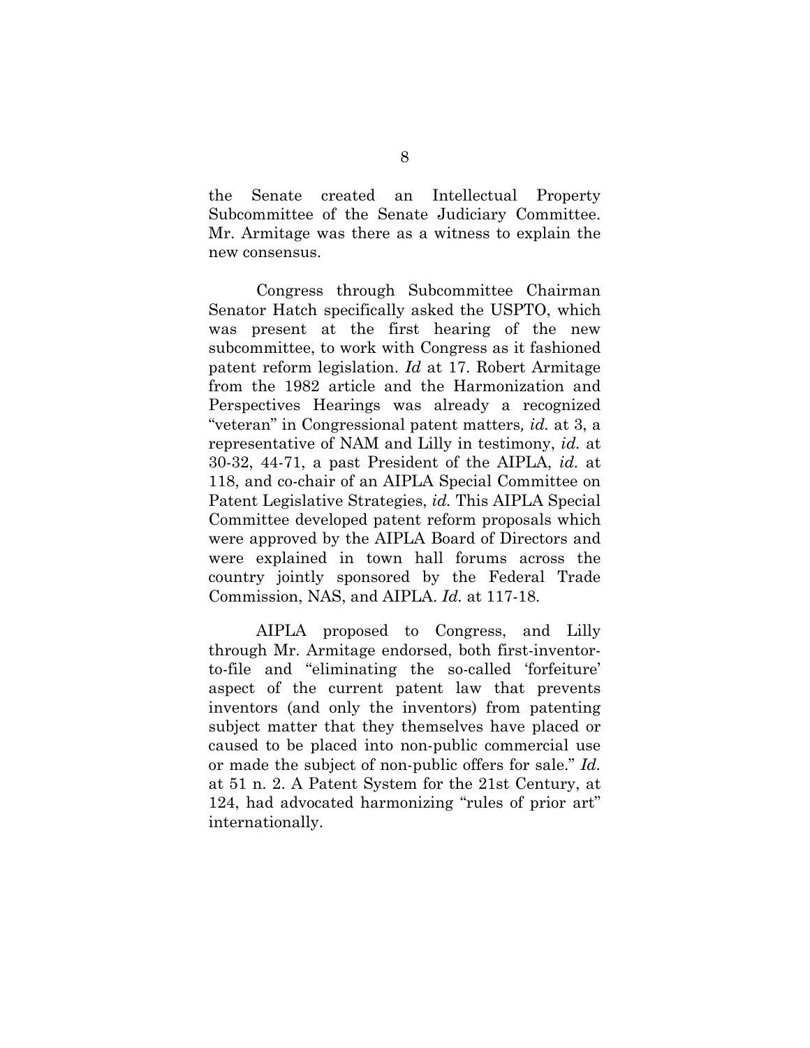the Senate created an Intellectual Property Subcommittee of the Senate Judiciary Committee. Mr. Armitage was there as a witness to explain the new consensus.

Congress through Subcommittee Chairman Senator Hatch specifically asked the USPTO, which was present at the first hearing of the new subcommittee, to work with Congress as it fashioned patent reform legislation. *Id* at 17. Robert Armitage from the 1982 article and the Harmonization and Perspectives Hearings was already a recognized "veteran" in Congressional patent matters*, id.* at 3, a representative of NAM and Lilly in testimony, *id.* at 30-32, 44-71, a past President of the AIPLA, *id.* at 118, and co-chair of an AIPLA Special Committee on Patent Legislative Strategies, *id.* This AIPLA Special Committee developed patent reform proposals which were approved by the AIPLA Board of Directors and were explained in town hall forums across the country jointly sponsored by the Federal Trade Commission, NAS, and AIPLA. *Id.* at 117-18.

AIPLA proposed to Congress, and Lilly through Mr. Armitage endorsed, both first-inventor-to-file and "eliminating the so-called 'forfeiture' aspect of the current patent law that prevents inventors (and only the inventors) from patenting subject matter that they themselves have placed or caused to be placed into non-public commercial use or made the subject of non-public offers for sale." *Id.* at 51 n. 2. A Patent System for the 21st Century, at 124, had advocated harmonizing "rules of prior art" internationally.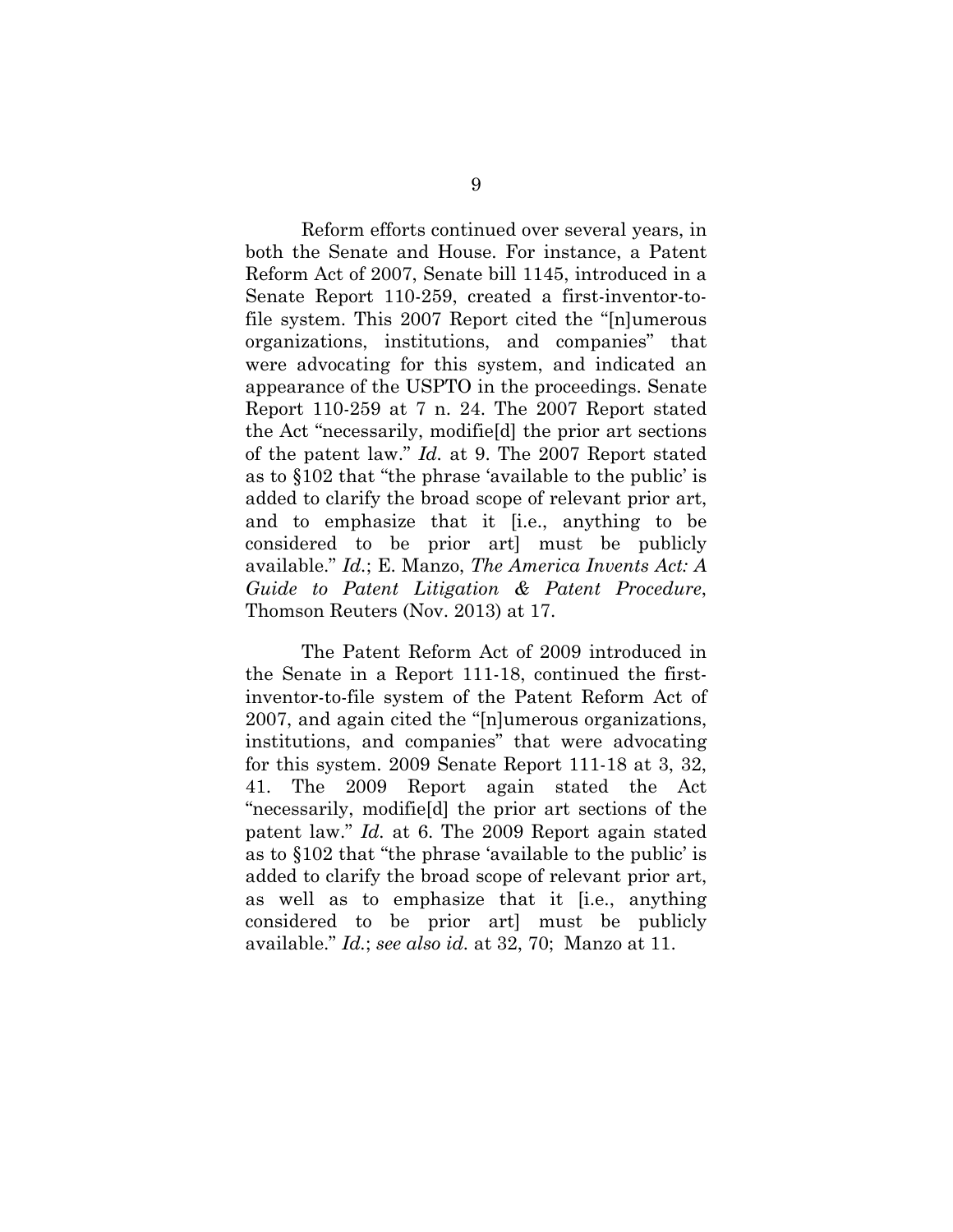Reform efforts continued over several years, in both the Senate and House. For instance, a Patent Reform Act of 2007, Senate bill 1145, introduced in a Senate Report 110-259, created a first-inventor-to-file system. This 2007 Report cited the "[n]umerous organizations, institutions, and companies" that were advocating for this system, and indicated an appearance of the USPTO in the proceedings. Senate Report 110-259 at 7 n. 24. The 2007 Report stated the Act "necessarily, modifie[d] the prior art sections of the patent law." *Id.* at 9. The 2007 Report stated as to §102 that "the phrase 'available to the public' is added to clarify the broad scope of relevant prior art, and to emphasize that it [i.e., anything to be considered to be prior art] must be publicly available." *Id.*; E. Manzo, *The America Invents Act: A Guide to Patent Litigation & Patent Procedure*, Thomson Reuters (Nov. 2013) at 17.

The Patent Reform Act of 2009 introduced in the Senate in a Report 111-18, continued the first-inventor-to-file system of the Patent Reform Act of 2007, and again cited the "[n]umerous organizations, institutions, and companies" that were advocating for this system. 2009 Senate Report 111-18 at 3, 32, 41. The 2009 Report again stated the Act "necessarily, modifie[d] the prior art sections of the patent law." *Id.* at 6. The 2009 Report again stated as to §102 that "the phrase 'available to the public' is added to clarify the broad scope of relevant prior art, as well as to emphasize that it [i.e., anything considered to be prior art] must be publicly available." *Id.*; *see also id.* at 32, 70; Manzo at 11.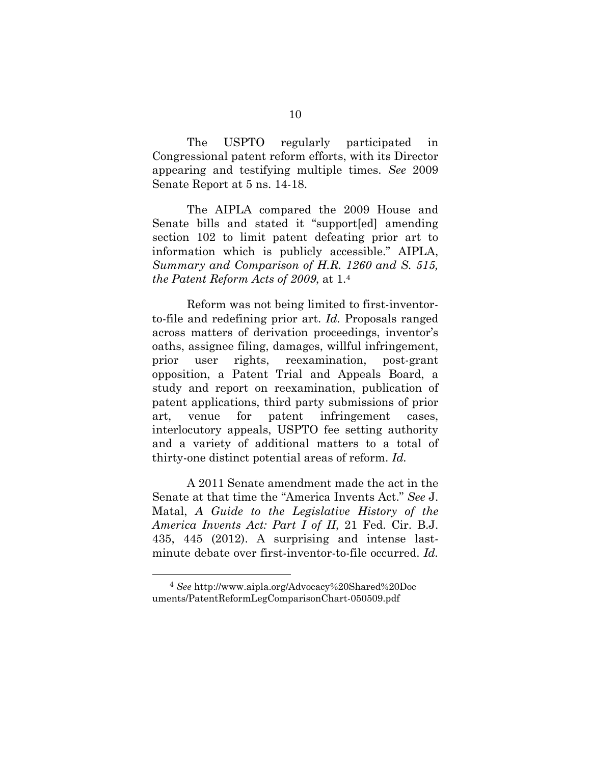The USPTO regularly participated in Congressional patent reform efforts, with its Director appearing and testifying multiple times. *See* 2009 Senate Report at 5 ns. 14-18.

The AIPLA compared the 2009 House and Senate bills and stated it "support[ed] amending section 102 to limit patent defeating prior art to information which is publicly accessible." AIPLA, *Summary and Comparison of H.R. 1260 and S. 515, the Patent Reform Acts of 2009*, at 1.[4]

Reform was not being limited to first-inventor-to-file and redefining prior art. *Id.* Proposals ranged across matters of derivation proceedings, inventor's oaths, assignee filing, damages, willful infringement, prior user rights, reexamination, post-grant opposition, a Patent Trial and Appeals Board, a study and report on reexamination, publication of patent applications, third party submissions of prior art, venue for patent infringement cases, interlocutory appeals, USPTO fee setting authority and a variety of additional matters to a total of thirty-one distinct potential areas of reform. *Id.*

A 2011 Senate amendment made the act in the Senate at that time the "America Invents Act." *See* J. Matal, *A Guide to the Legislative History of the America Invents Act: Part I of II*, 21 Fed. Cir. B.J. 435, 445 (2012). A surprising and intense last-minute debate over first-inventor-to-file occurred. *Id.*

---

[4] *See* http://www.aipla.org/Advocacy%20Shared%20Documents/PatentReformLegComparisonChart-050509.pdf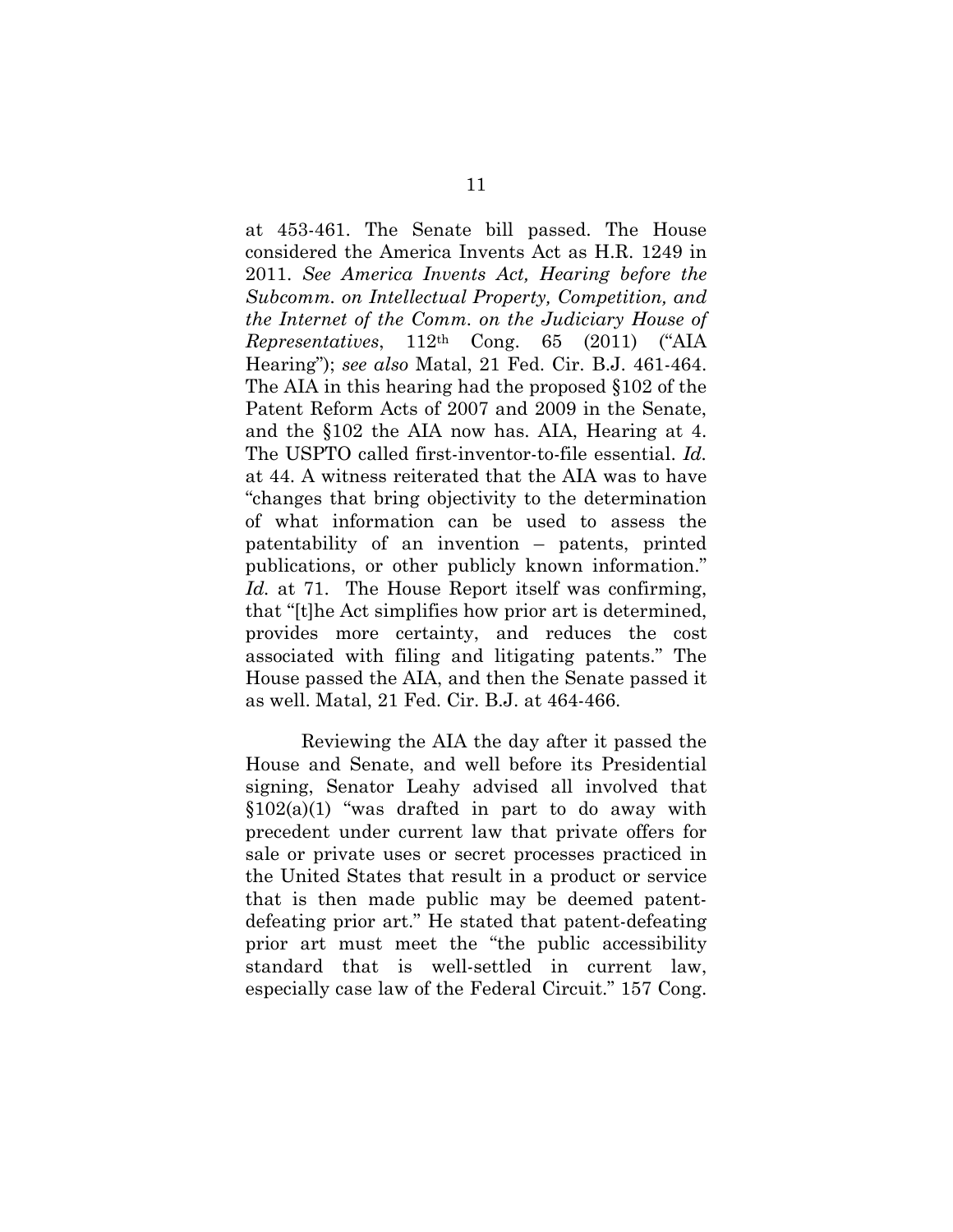at 453-461. The Senate bill passed. The House considered the America Invents Act as H.R. 1249 in 2011. *See America Invents Act, Hearing before the Subcomm. on Intellectual Property, Competition, and the Internet of the Comm. on the Judiciary House of Representatives*, 112th Cong. 65 (2011) ("AIA Hearing"); *see also* Matal, 21 Fed. Cir. B.J. 461-464. The AIA in this hearing had the proposed §102 of the Patent Reform Acts of 2007 and 2009 in the Senate, and the §102 the AIA now has. AIA, Hearing at 4. The USPTO called first-inventor-to-file essential. *Id.* at 44. A witness reiterated that the AIA was to have "changes that bring objectivity to the determination of what information can be used to assess the patentability of an invention – patents, printed publications, or other publicly known information." *Id.* at 71. The House Report itself was confirming, that "[t]he Act simplifies how prior art is determined, provides more certainty, and reduces the cost associated with filing and litigating patents." The House passed the AIA, and then the Senate passed it as well. Matal, 21 Fed. Cir. B.J. at 464-466.

Reviewing the AIA the day after it passed the House and Senate, and well before its Presidential signing, Senator Leahy advised all involved that §102(a)(1) "was drafted in part to do away with precedent under current law that private offers for sale or private uses or secret processes practiced in the United States that result in a product or service that is then made public may be deemed patent-defeating prior art." He stated that patent-defeating prior art must meet the "the public accessibility standard that is well-settled in current law, especially case law of the Federal Circuit." 157 Cong.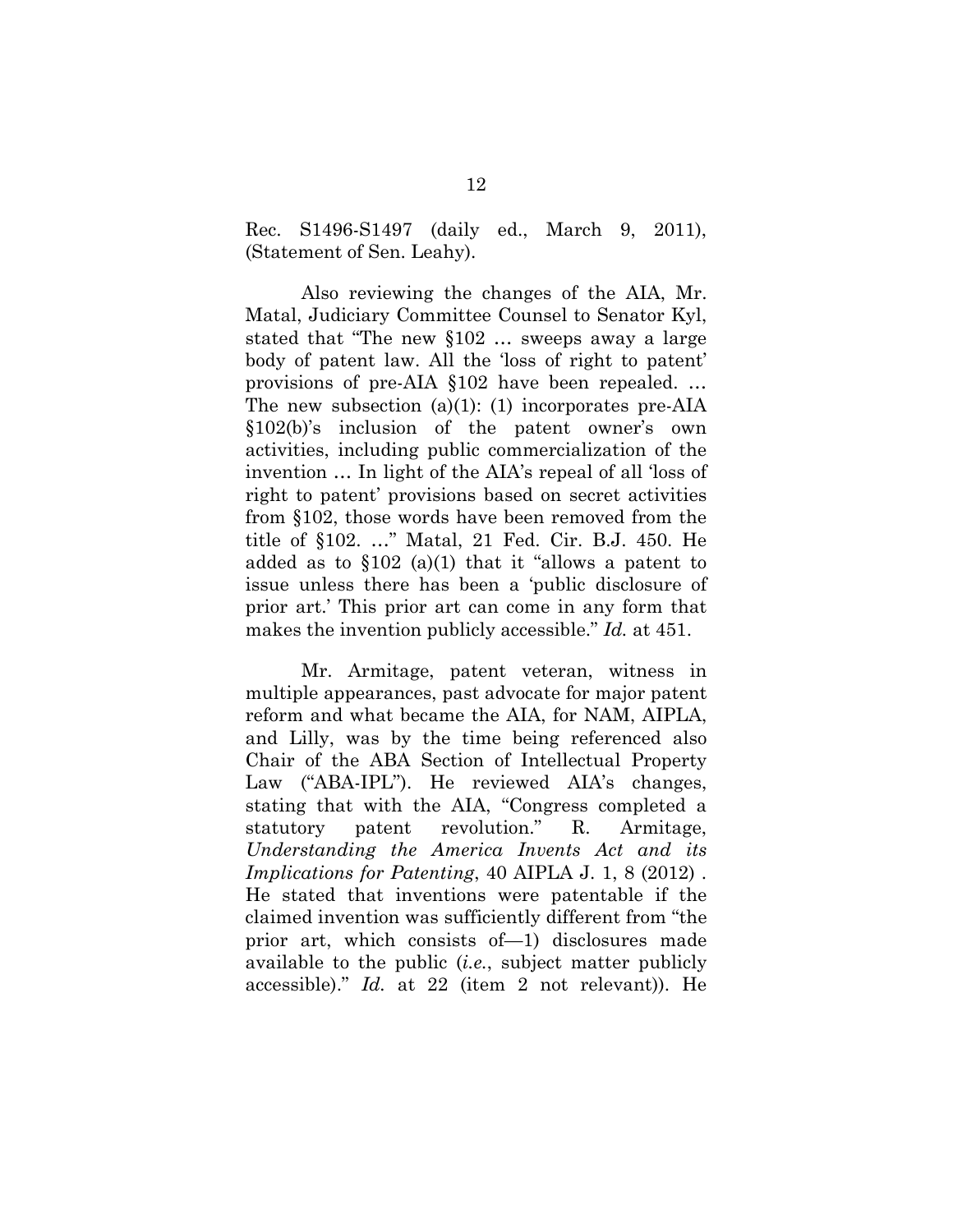Rec. S1496-S1497 (daily ed., March 9, 2011), (Statement of Sen. Leahy).

Also reviewing the changes of the AIA, Mr. Matal, Judiciary Committee Counsel to Senator Kyl, stated that "The new §102 … sweeps away a large body of patent law. All the 'loss of right to patent' provisions of pre-AIA §102 have been repealed. … The new subsection (a)(1): (1) incorporates pre-AIA §102(b)'s inclusion of the patent owner's own activities, including public commercialization of the invention … In light of the AIA's repeal of all 'loss of right to patent' provisions based on secret activities from §102, those words have been removed from the title of §102. …" Matal, 21 Fed. Cir. B.J. 450. He added as to §102 (a)(1) that it "allows a patent to issue unless there has been a 'public disclosure of prior art.' This prior art can come in any form that makes the invention publicly accessible." *Id.* at 451.

Mr. Armitage, patent veteran, witness in multiple appearances, past advocate for major patent reform and what became the AIA, for NAM, AIPLA, and Lilly, was by the time being referenced also Chair of the ABA Section of Intellectual Property Law ("ABA-IPL"). He reviewed AIA's changes, stating that with the AIA, "Congress completed a statutory patent revolution." R. Armitage, *Understanding the America Invents Act and its Implications for Patenting*, 40 AIPLA J. 1, 8 (2012) . He stated that inventions were patentable if the claimed invention was sufficiently different from "the prior art, which consists of—1) disclosures made available to the public (*i.e.*, subject matter publicly accessible)." *Id.* at 22 (item 2 not relevant)). He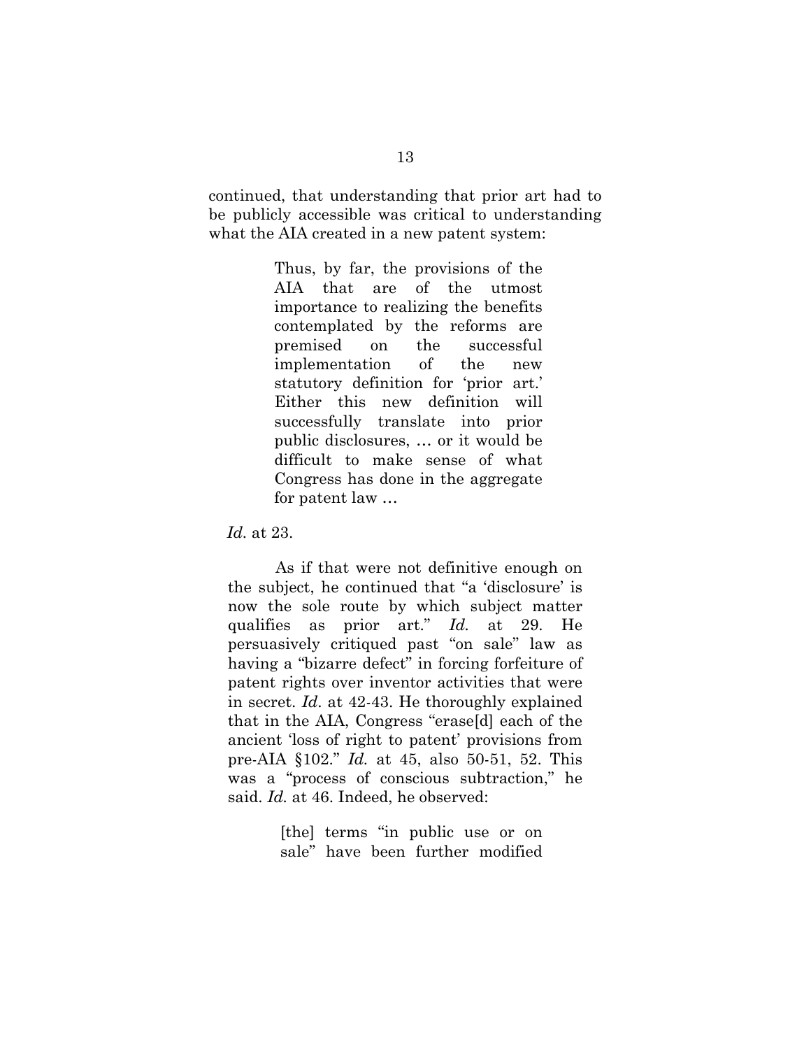continued, that understanding that prior art had to be publicly accessible was critical to understanding what the AIA created in a new patent system:

> Thus, by far, the provisions of the AIA that are of the utmost importance to realizing the benefits contemplated by the reforms are premised on the successful implementation of the new statutory definition for 'prior art.' Either this new definition will successfully translate into prior public disclosures, … or it would be difficult to make sense of what Congress has done in the aggregate for patent law …

*Id.* at 23.

As if that were not definitive enough on the subject, he continued that "a 'disclosure' is now the sole route by which subject matter qualifies as prior art." *Id.* at 29. He persuasively critiqued past "on sale" law as having a "bizarre defect" in forcing forfeiture of patent rights over inventor activities that were in secret. *Id*. at 42-43. He thoroughly explained that in the AIA, Congress "erase[d] each of the ancient 'loss of right to patent' provisions from pre-AIA §102." *Id.* at 45, also 50-51, 52. This was a "process of conscious subtraction," he said. *Id.* at 46. Indeed, he observed:

> [the] terms "in public use or on sale" have been further modified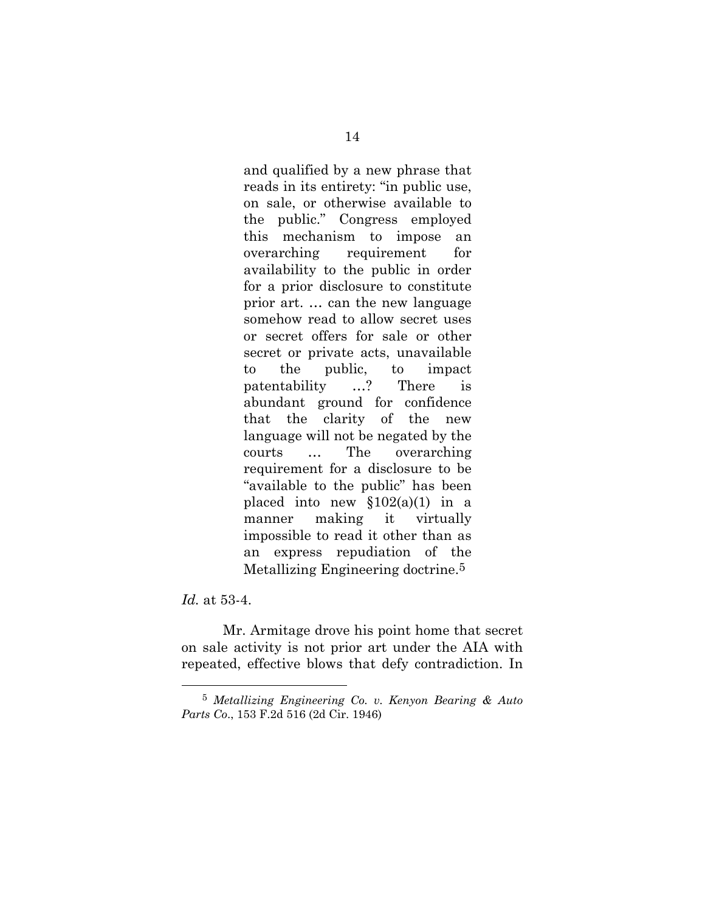> and qualified by a new phrase that reads in its entirety: "in public use, on sale, or otherwise available to the public." Congress employed this mechanism to impose an overarching requirement for availability to the public in order for a prior disclosure to constitute prior art. … can the new language somehow read to allow secret uses or secret offers for sale or other secret or private acts, unavailable to the public, to impact patentability …? There is abundant ground for confidence that the clarity of the new language will not be negated by the courts … The overarching requirement for a disclosure to be "available to the public" has been placed into new §102(a)(1) in a manner making it virtually impossible to read it other than as an express repudiation of the Metallizing Engineering doctrine.[5]

*Id.* at 53-4.

Mr. Armitage drove his point home that secret on sale activity is not prior art under the AIA with repeated, effective blows that defy contradiction. In

---

[5] *Metallizing Engineering Co. v. Kenyon Bearing & Auto Parts Co.*, 153 F.2d 516 (2d Cir. 1946)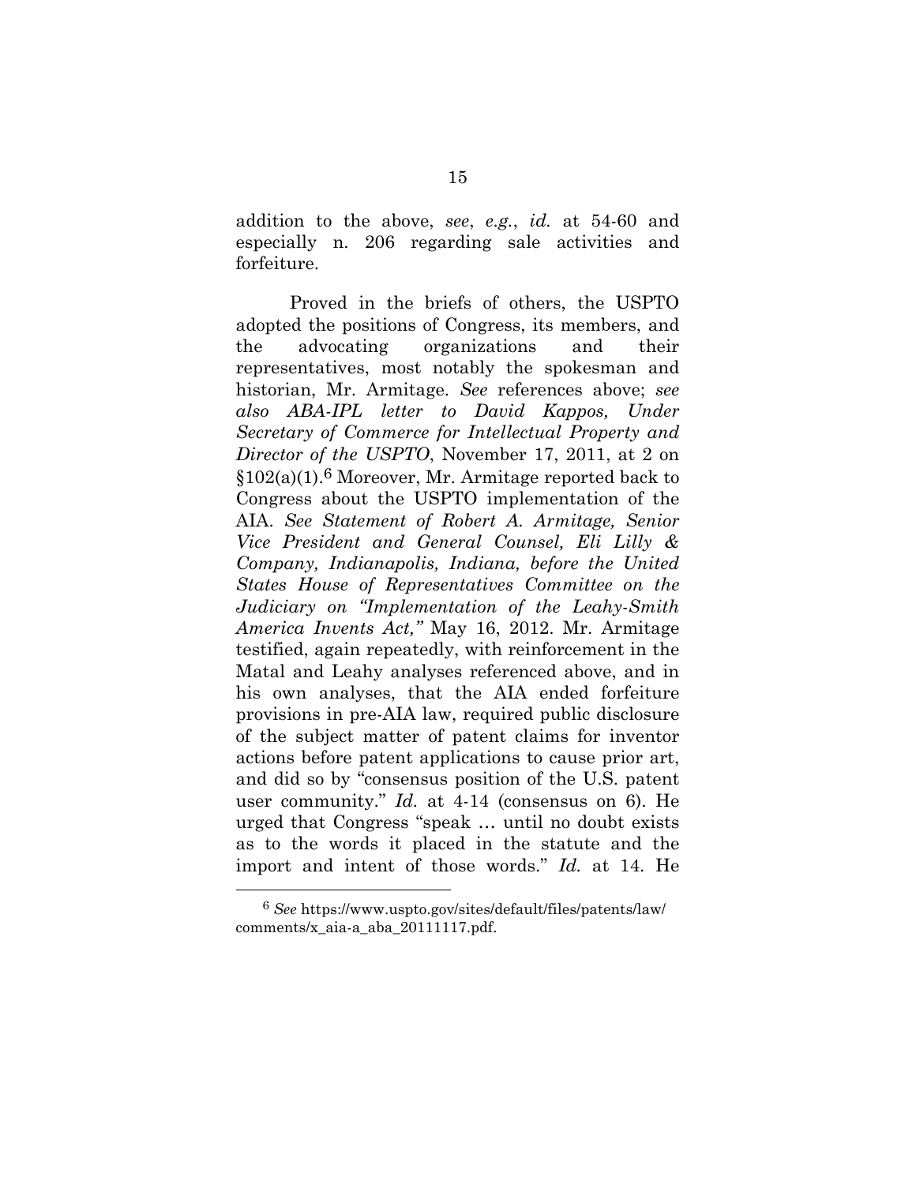addition to the above, *see*, *e.g.*, *id.* at 54-60 and especially n. 206 regarding sale activities and forfeiture.

Proved in the briefs of others, the USPTO adopted the positions of Congress, its members, and the advocating organizations and their representatives, most notably the spokesman and historian, Mr. Armitage. *See* references above; *see also ABA-IPL letter to David Kappos, Under Secretary of Commerce for Intellectual Property and Director of the USPTO*, November 17, 2011, at 2 on §102(a)(1).[6] Moreover, Mr. Armitage reported back to Congress about the USPTO implementation of the AIA. *See Statement of Robert A. Armitage, Senior Vice President and General Counsel, Eli Lilly & Company, Indianapolis, Indiana, before the United States House of Representatives Committee on the Judiciary on "Implementation of the Leahy-Smith America Invents Act,"* May 16, 2012. Mr. Armitage testified, again repeatedly, with reinforcement in the Matal and Leahy analyses referenced above, and in his own analyses, that the AIA ended forfeiture provisions in pre-AIA law, required public disclosure of the subject matter of patent claims for inventor actions before patent applications to cause prior art, and did so by "consensus position of the U.S. patent user community." *Id.* at 4-14 (consensus on 6). He urged that Congress "speak … until no doubt exists as to the words it placed in the statute and the import and intent of those words." *Id.* at 14. He

---

[6] *See* https://www.uspto.gov/sites/default/files/patents/law/comments/x_aia-a_aba_20111117.pdf.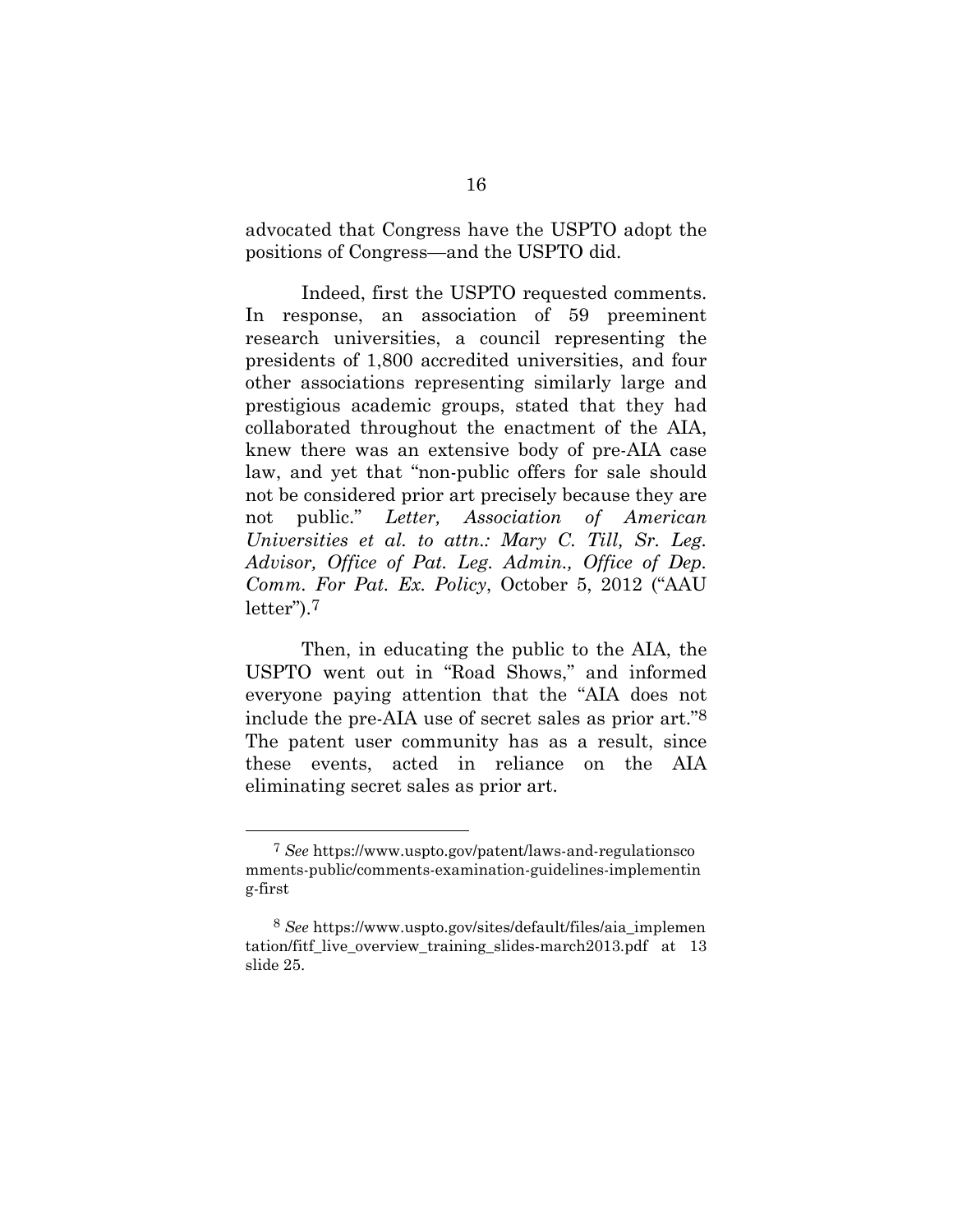advocated that Congress have the USPTO adopt the positions of Congress—and the USPTO did.

Indeed, first the USPTO requested comments. In response, an association of 59 preeminent research universities, a council representing the presidents of 1,800 accredited universities, and four other associations representing similarly large and prestigious academic groups, stated that they had collaborated throughout the enactment of the AIA, knew there was an extensive body of pre-AIA case law, and yet that "non-public offers for sale should not be considered prior art precisely because they are not public." *Letter, Association of American Universities et al. to attn.: Mary C. Till, Sr. Leg. Advisor, Office of Pat. Leg. Admin., Office of Dep. Comm. For Pat. Ex. Policy*, October 5, 2012 ("AAU letter").[7]

Then, in educating the public to the AIA, the USPTO went out in "Road Shows," and informed everyone paying attention that the "AIA does not include the pre-AIA use of secret sales as prior art."[8] The patent user community has as a result, since these events, acted in reliance on the AIA eliminating secret sales as prior art.

---

[7] *See* https://www.uspto.gov/patent/laws-and-regulationscomments-public/comments-examination-guidelines-implementing-first

[8] *See* https://www.uspto.gov/sites/default/files/aia_implementation/fitf_live_overview_training_slides-march2013.pdf at 13 slide 25.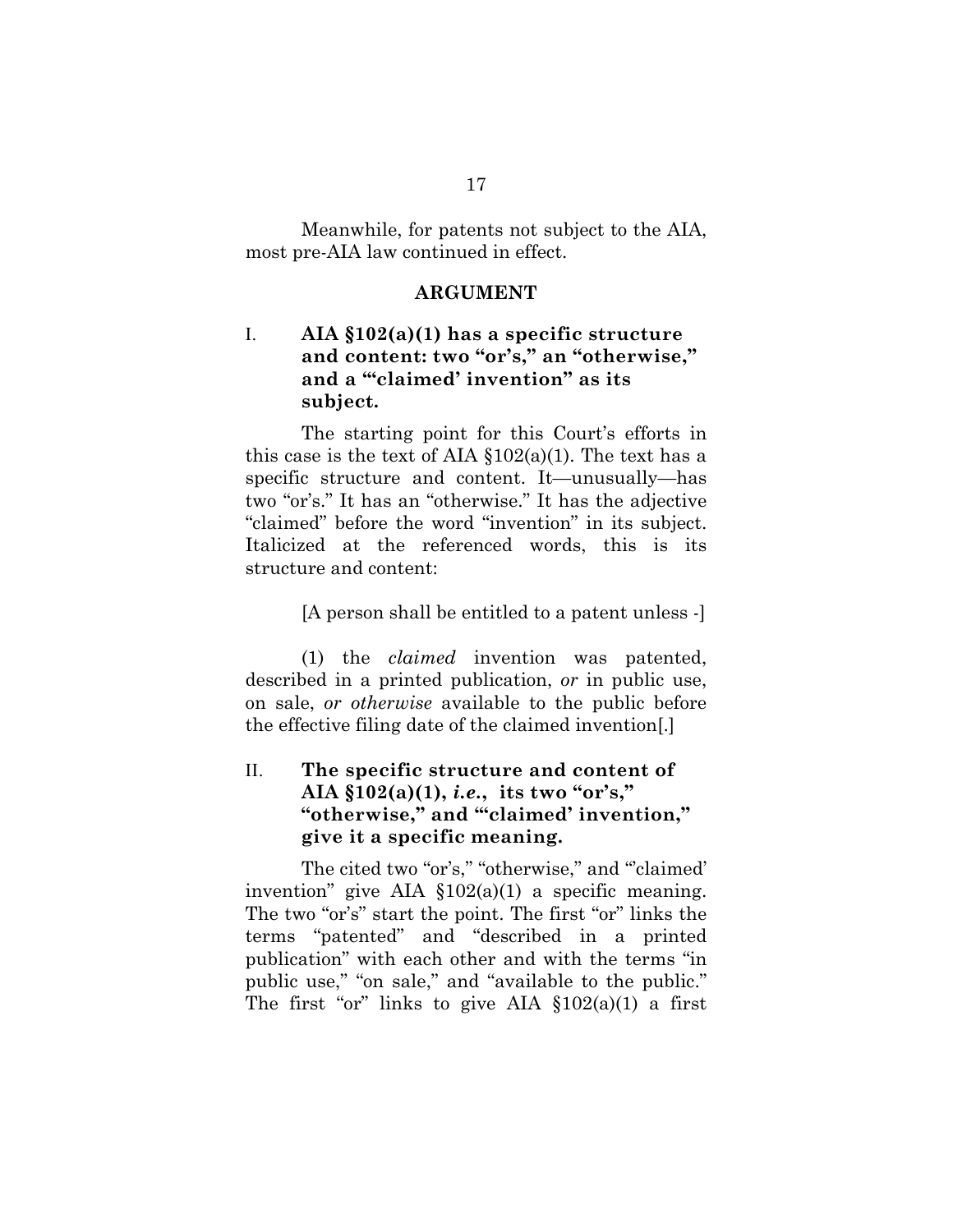Meanwhile, for patents not subject to the AIA, most pre-AIA law continued in effect.

## ARGUMENT

### I. AIA §102(a)(1) has a specific structure and content: two "or's," an "otherwise," and a "'claimed' invention" as its subject.

The starting point for this Court's efforts in this case is the text of AIA §102(a)(1). The text has a specific structure and content. It—unusually—has two "or's." It has an "otherwise." It has the adjective "claimed" before the word "invention" in its subject. Italicized at the referenced words, this is its structure and content:

> [A person shall be entitled to a patent unless -]
>
> (1) the *claimed* invention was patented, described in a printed publication, *or* in public use, on sale, *or otherwise* available to the public before the effective filing date of the claimed invention[.]

### II. The specific structure and content of AIA §102(a)(1), *i.e.*, its two "or's," "otherwise," and "'claimed' invention," give it a specific meaning.

The cited two "or's," "otherwise," and "'claimed' invention" give AIA §102(a)(1) a specific meaning. The two "or's" start the point. The first "or" links the terms "patented" and "described in a printed publication" with each other and with the terms "in public use," "on sale," and "available to the public." The first "or" links to give AIA §102(a)(1) a first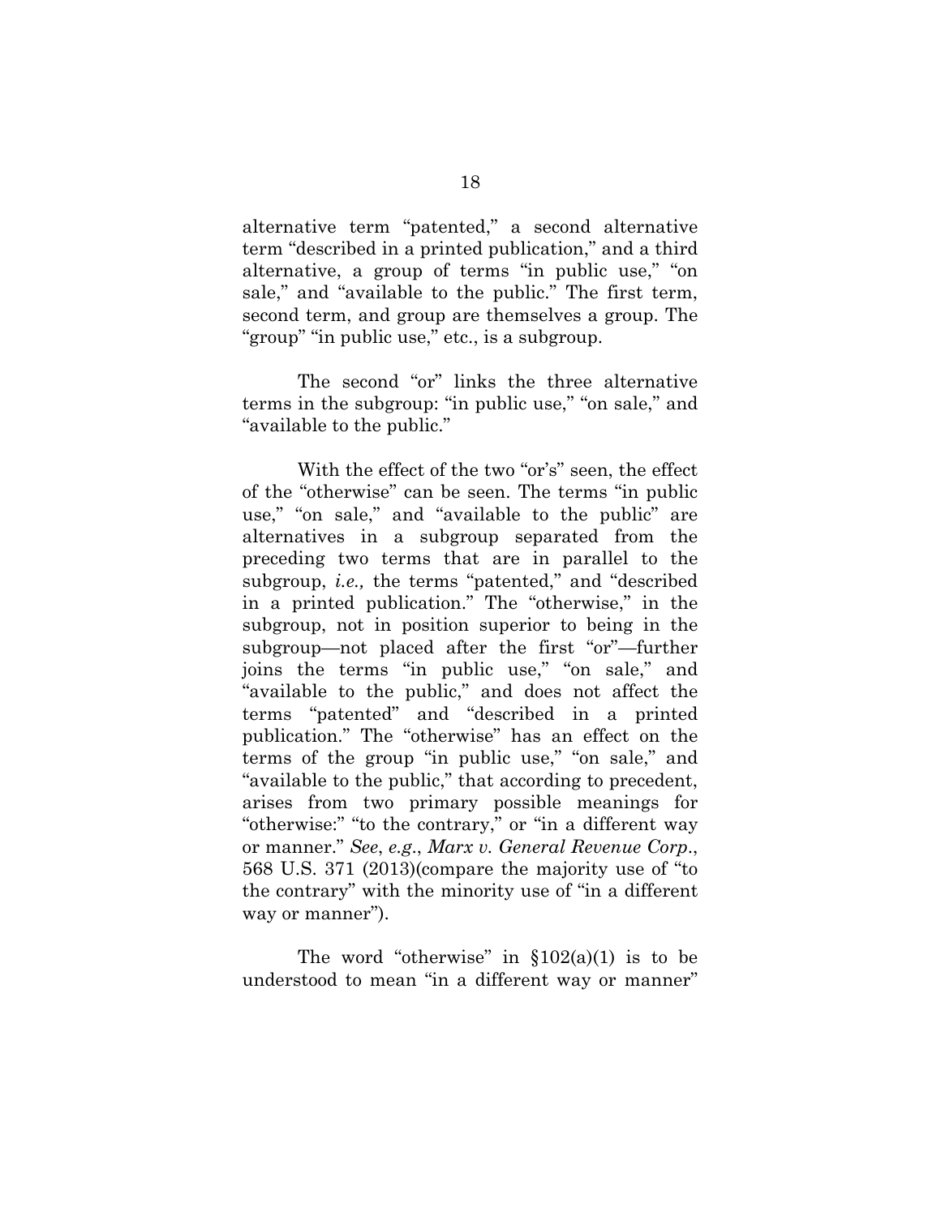alternative term "patented," a second alternative term "described in a printed publication," and a third alternative, a group of terms "in public use," "on sale," and "available to the public." The first term, second term, and group are themselves a group. The "group" "in public use," etc., is a subgroup.

The second "or" links the three alternative terms in the subgroup: "in public use," "on sale," and "available to the public."

With the effect of the two "or's" seen, the effect of the "otherwise" can be seen. The terms "in public use," "on sale," and "available to the public" are alternatives in a subgroup separated from the preceding two terms that are in parallel to the subgroup, *i.e.,* the terms "patented," and "described in a printed publication." The "otherwise," in the subgroup, not in position superior to being in the subgroup—not placed after the first "or"—further joins the terms "in public use," "on sale," and "available to the public," and does not affect the terms "patented" and "described in a printed publication." The "otherwise" has an effect on the terms of the group "in public use," "on sale," and "available to the public," that according to precedent, arises from two primary possible meanings for "otherwise:" "to the contrary," or "in a different way or manner." *See*, *e.g*., *Marx v. General Revenue Corp*., 568 U.S. 371 (2013)(compare the majority use of "to the contrary" with the minority use of "in a different way or manner").

The word "otherwise" in §102(a)(1) is to be understood to mean "in a different way or manner"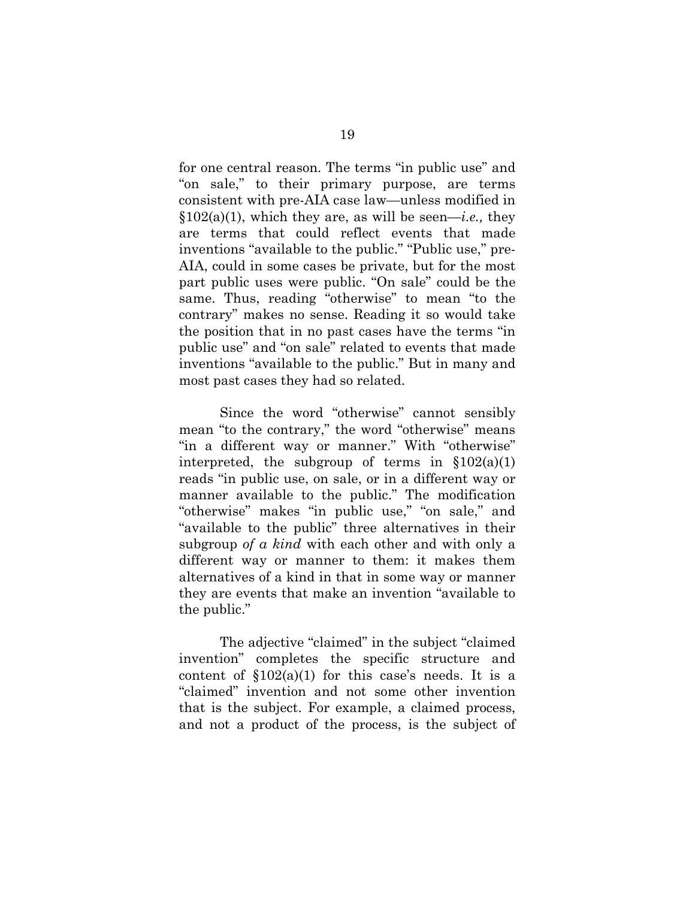for one central reason. The terms "in public use" and "on sale," to their primary purpose, are terms consistent with pre-AIA case law—unless modified in §102(a)(1), which they are, as will be seen—*i.e.,* they are terms that could reflect events that made inventions "available to the public." "Public use," pre-AIA, could in some cases be private, but for the most part public uses were public. "On sale" could be the same. Thus, reading "otherwise" to mean "to the contrary" makes no sense. Reading it so would take the position that in no past cases have the terms "in public use" and "on sale" related to events that made inventions "available to the public." But in many and most past cases they had so related.

Since the word "otherwise" cannot sensibly mean "to the contrary," the word "otherwise" means "in a different way or manner." With "otherwise" interpreted, the subgroup of terms in §102(a)(1) reads "in public use, on sale, or in a different way or manner available to the public." The modification "otherwise" makes "in public use," "on sale," and "available to the public" three alternatives in their subgroup *of a kind* with each other and with only a different way or manner to them: it makes them alternatives of a kind in that in some way or manner they are events that make an invention "available to the public."

The adjective "claimed" in the subject "claimed invention" completes the specific structure and content of §102(a)(1) for this case's needs. It is a "claimed" invention and not some other invention that is the subject. For example, a claimed process, and not a product of the process, is the subject of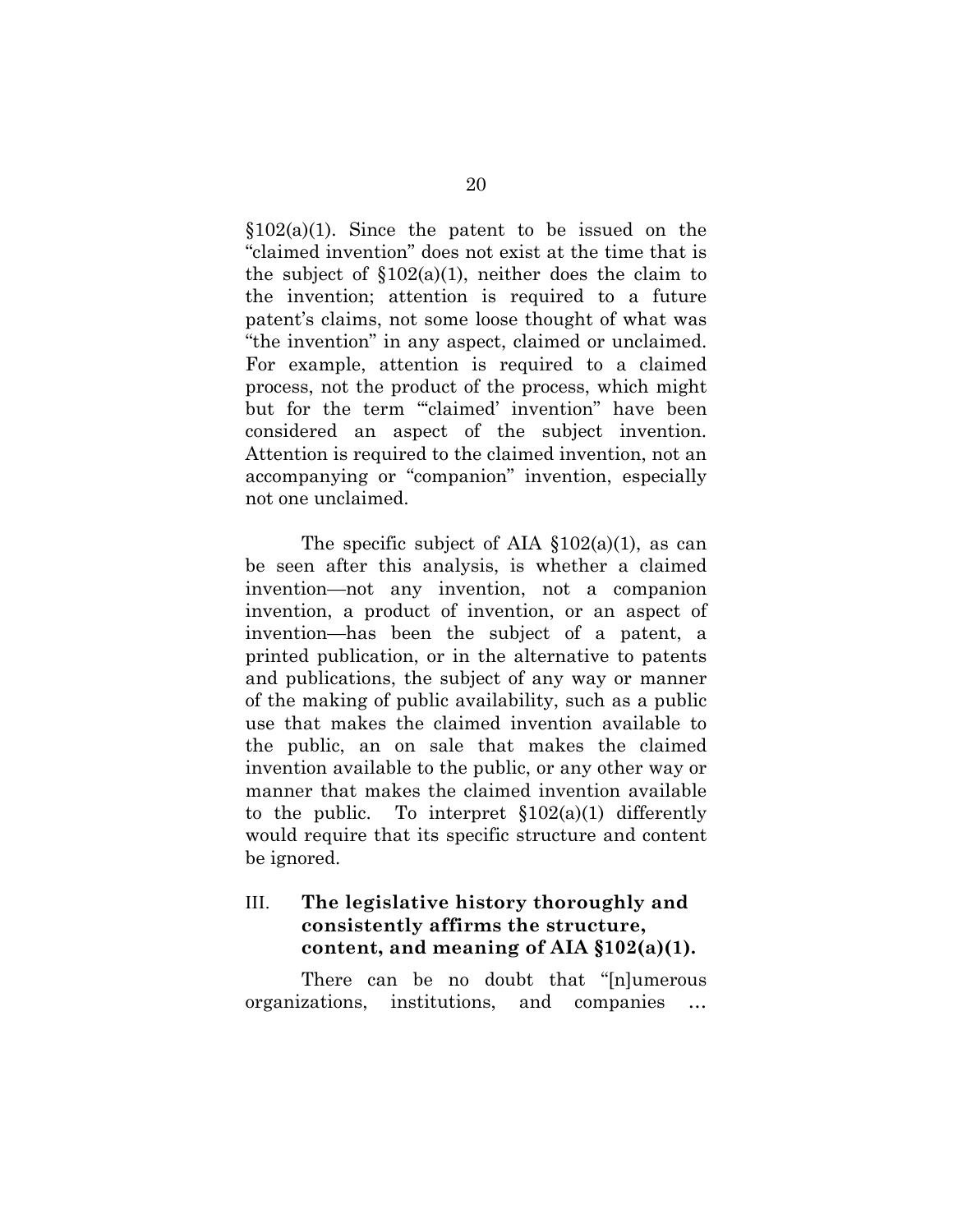§102(a)(1). Since the patent to be issued on the "claimed invention" does not exist at the time that is the subject of §102(a)(1), neither does the claim to the invention; attention is required to a future patent's claims, not some loose thought of what was "the invention" in any aspect, claimed or unclaimed. For example, attention is required to a claimed process, not the product of the process, which might but for the term "'claimed' invention" have been considered an aspect of the subject invention. Attention is required to the claimed invention, not an accompanying or "companion" invention, especially not one unclaimed.

The specific subject of AIA §102(a)(1), as can be seen after this analysis, is whether a claimed invention—not any invention, not a companion invention, a product of invention, or an aspect of invention—has been the subject of a patent, a printed publication, or in the alternative to patents and publications, the subject of any way or manner of the making of public availability, such as a public use that makes the claimed invention available to the public, an on sale that makes the claimed invention available to the public, or any other way or manner that makes the claimed invention available to the public. To interpret §102(a)(1) differently would require that its specific structure and content be ignored.

## III. **The legislative history thoroughly and consistently affirms the structure, content, and meaning of AIA §102(a)(1).**

There can be no doubt that "[n]umerous organizations, institutions, and companies …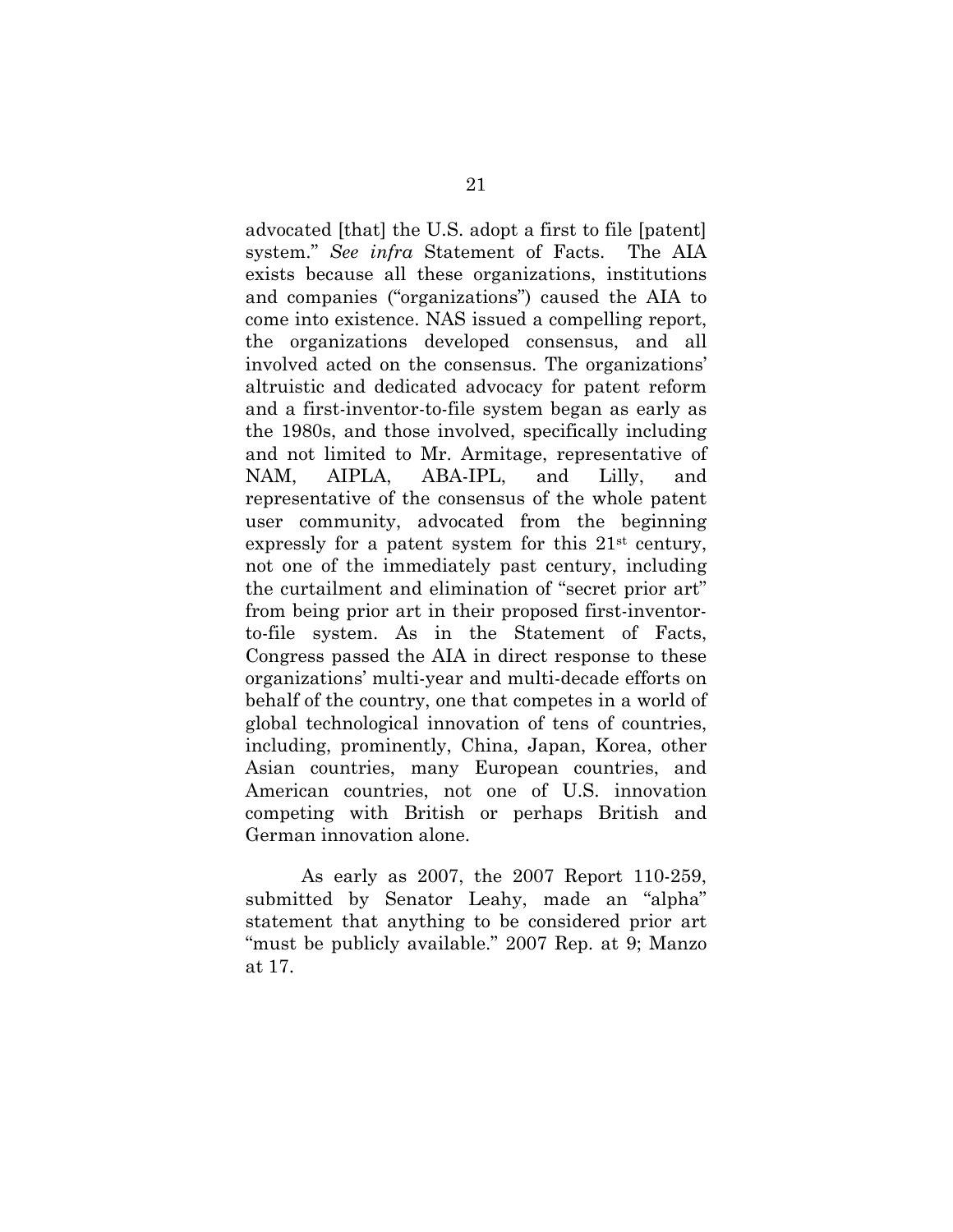advocated [that] the U.S. adopt a first to file [patent] system." *See infra* Statement of Facts. The AIA exists because all these organizations, institutions and companies ("organizations") caused the AIA to come into existence. NAS issued a compelling report, the organizations developed consensus, and all involved acted on the consensus. The organizations' altruistic and dedicated advocacy for patent reform and a first-inventor-to-file system began as early as the 1980s, and those involved, specifically including and not limited to Mr. Armitage, representative of NAM, AIPLA, ABA-IPL, and Lilly, and representative of the consensus of the whole patent user community, advocated from the beginning expressly for a patent system for this 21st century, not one of the immediately past century, including the curtailment and elimination of "secret prior art" from being prior art in their proposed first-inventor-to-file system. As in the Statement of Facts, Congress passed the AIA in direct response to these organizations' multi-year and multi-decade efforts on behalf of the country, one that competes in a world of global technological innovation of tens of countries, including, prominently, China, Japan, Korea, other Asian countries, many European countries, and American countries, not one of U.S. innovation competing with British or perhaps British and German innovation alone.

As early as 2007, the 2007 Report 110-259, submitted by Senator Leahy, made an "alpha" statement that anything to be considered prior art "must be publicly available." 2007 Rep. at 9; Manzo at 17.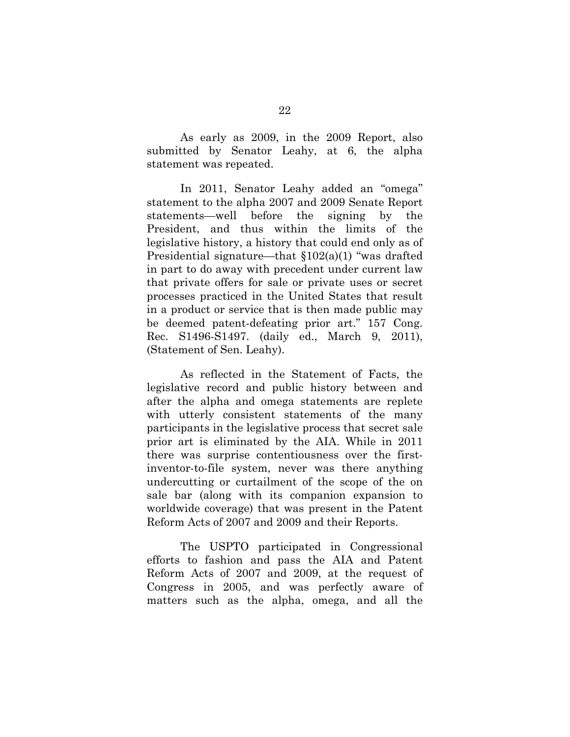As early as 2009, in the 2009 Report, also submitted by Senator Leahy, at 6, the alpha statement was repeated.

In 2011, Senator Leahy added an "omega" statement to the alpha 2007 and 2009 Senate Report statements—well before the signing by the President, and thus within the limits of the legislative history, a history that could end only as of Presidential signature—that §102(a)(1) "was drafted in part to do away with precedent under current law that private offers for sale or private uses or secret processes practiced in the United States that result in a product or service that is then made public may be deemed patent-defeating prior art." 157 Cong. Rec. S1496-S1497. (daily ed., March 9, 2011), (Statement of Sen. Leahy).

As reflected in the Statement of Facts, the legislative record and public history between and after the alpha and omega statements are replete with utterly consistent statements of the many participants in the legislative process that secret sale prior art is eliminated by the AIA. While in 2011 there was surprise contentiousness over the first-inventor-to-file system, never was there anything undercutting or curtailment of the scope of the on sale bar (along with its companion expansion to worldwide coverage) that was present in the Patent Reform Acts of 2007 and 2009 and their Reports.

The USPTO participated in Congressional efforts to fashion and pass the AIA and Patent Reform Acts of 2007 and 2009, at the request of Congress in 2005, and was perfectly aware of matters such as the alpha, omega, and all the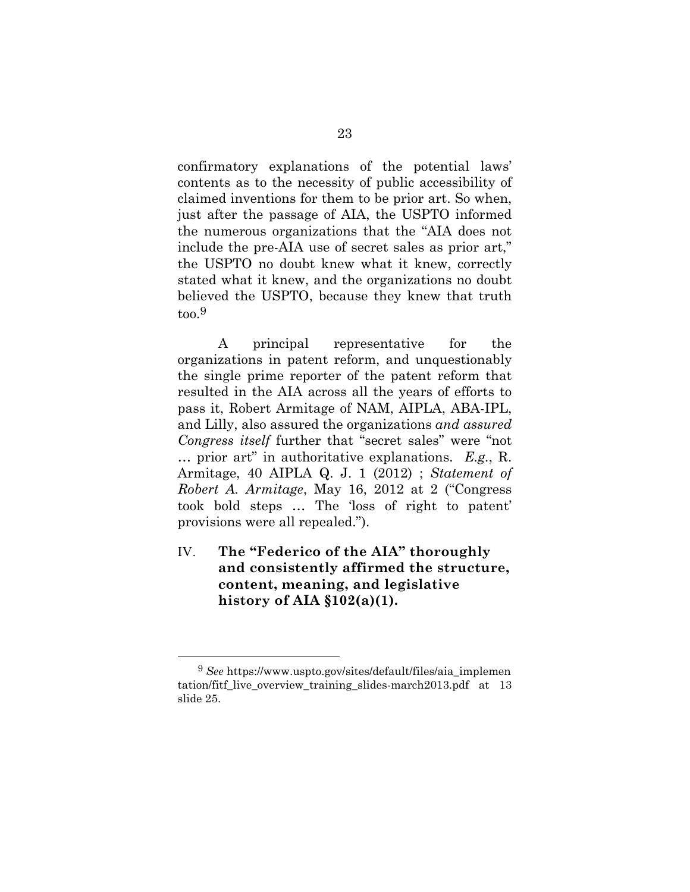confirmatory explanations of the potential laws' contents as to the necessity of public accessibility of claimed inventions for them to be prior art. So when, just after the passage of AIA, the USPTO informed the numerous organizations that the "AIA does not include the pre-AIA use of secret sales as prior art," the USPTO no doubt knew what it knew, correctly stated what it knew, and the organizations no doubt believed the USPTO, because they knew that truth too.[9]

A principal representative for the organizations in patent reform, and unquestionably the single prime reporter of the patent reform that resulted in the AIA across all the years of efforts to pass it, Robert Armitage of NAM, AIPLA, ABA-IPL, and Lilly, also assured the organizations *and assured Congress itself* further that "secret sales" were "not … prior art" in authoritative explanations. *E.g.*, R. Armitage, 40 AIPLA Q. J. 1 (2012) ; *Statement of Robert A. Armitage*, May 16, 2012 at 2 ("Congress took bold steps … The 'loss of right to patent' provisions were all repealed.").

## IV. **The "Federico of the AIA" thoroughly and consistently affirmed the structure, content, meaning, and legislative history of AIA §102(a)(1).**

[9] *See* https://www.uspto.gov/sites/default/files/aia_implementation/fitf_live_overview_training_slides-march2013.pdf at 13 slide 25.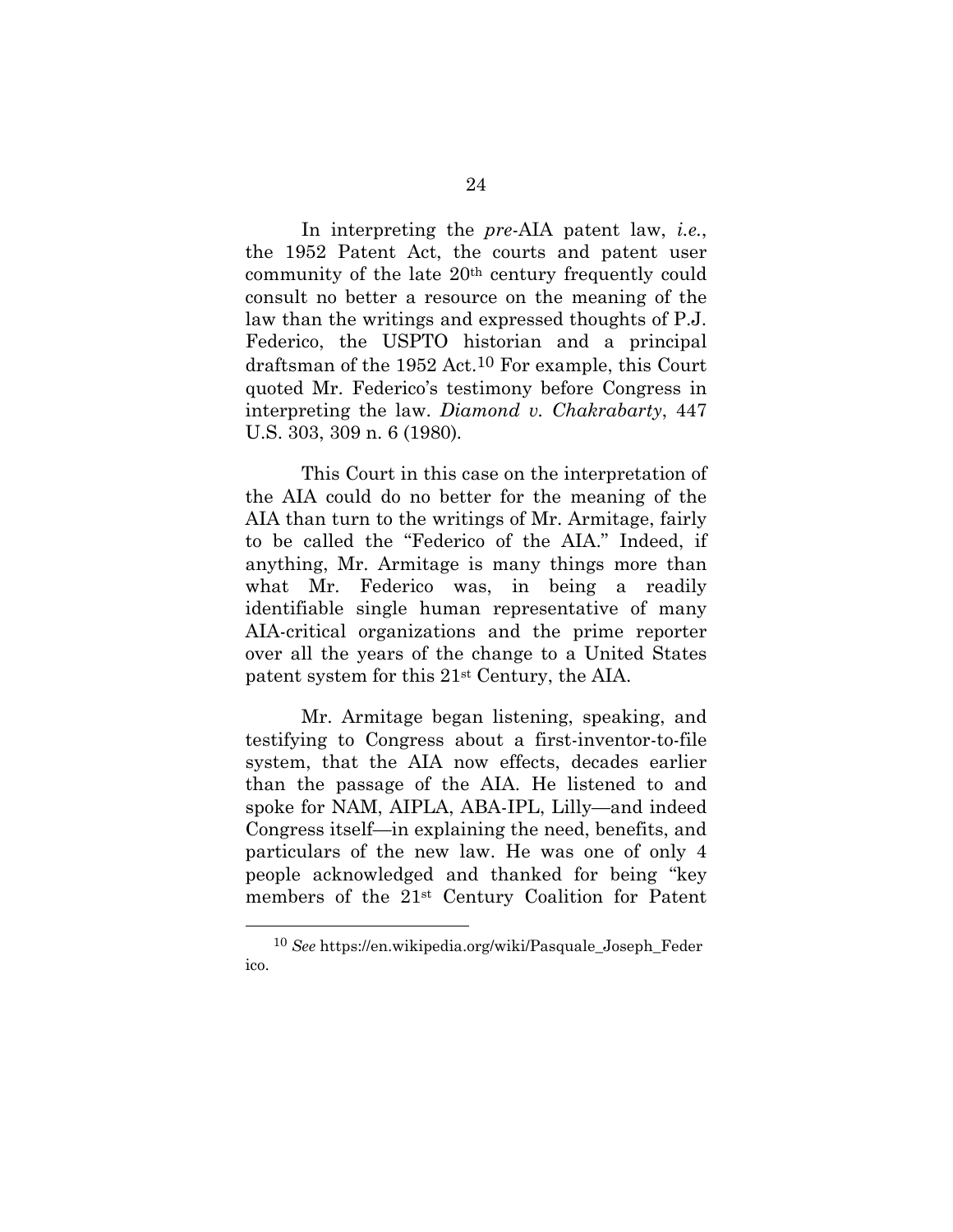In interpreting the *pre*-AIA patent law, *i.e.*, the 1952 Patent Act, the courts and patent user community of the late 20th century frequently could consult no better a resource on the meaning of the law than the writings and expressed thoughts of P.J. Federico, the USPTO historian and a principal draftsman of the 1952 Act.[10] For example, this Court quoted Mr. Federico's testimony before Congress in interpreting the law. *Diamond v. Chakrabarty*, 447 U.S. 303, 309 n. 6 (1980).

This Court in this case on the interpretation of the AIA could do no better for the meaning of the AIA than turn to the writings of Mr. Armitage, fairly to be called the "Federico of the AIA." Indeed, if anything, Mr. Armitage is many things more than what Mr. Federico was, in being a readily identifiable single human representative of many AIA-critical organizations and the prime reporter over all the years of the change to a United States patent system for this 21st Century, the AIA.

Mr. Armitage began listening, speaking, and testifying to Congress about a first-inventor-to-file system, that the AIA now effects, decades earlier than the passage of the AIA. He listened to and spoke for NAM, AIPLA, ABA-IPL, Lilly—and indeed Congress itself—in explaining the need, benefits, and particulars of the new law. He was one of only 4 people acknowledged and thanked for being "key members of the 21st Century Coalition for Patent

---

[10] *See* https://en.wikipedia.org/wiki/Pasquale_Joseph_Federico.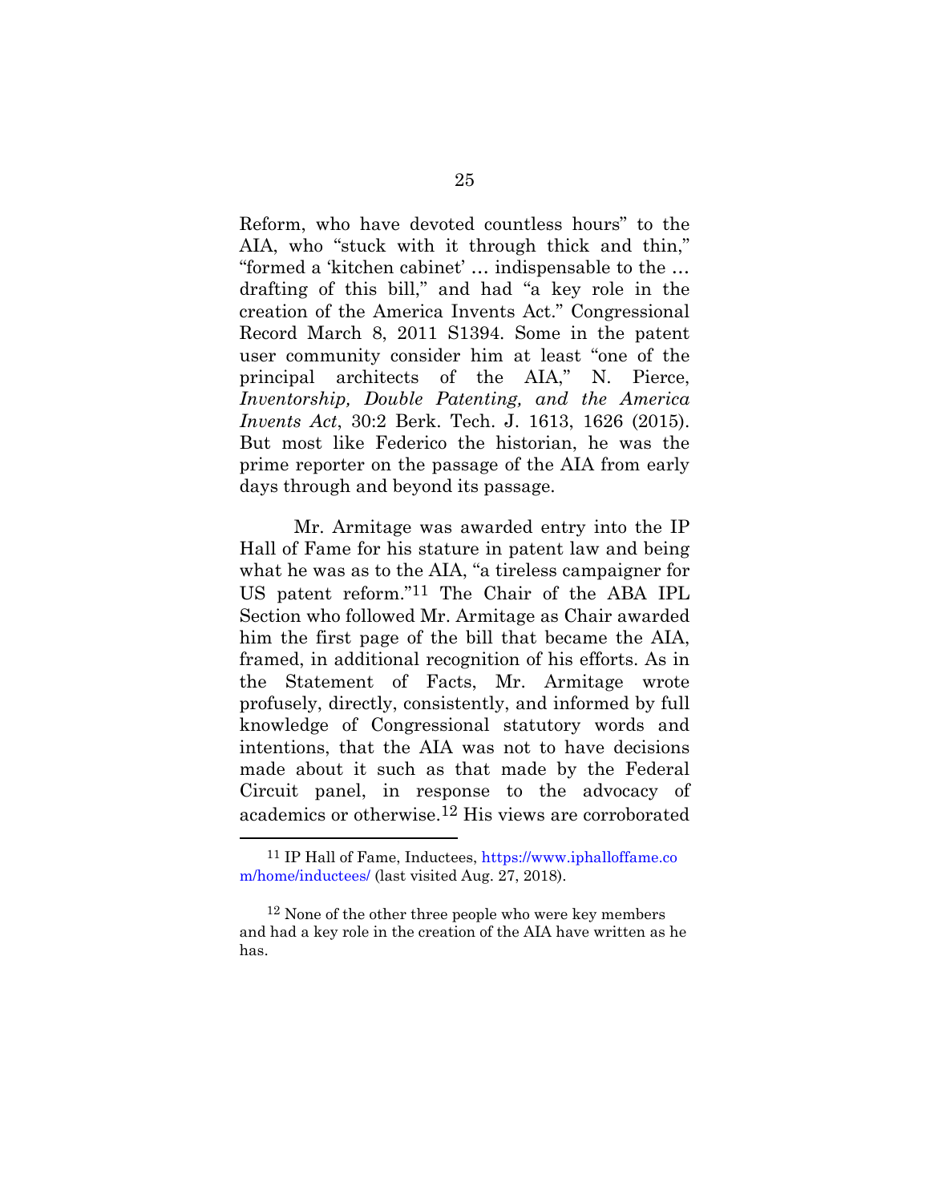Reform, who have devoted countless hours" to the AIA, who "stuck with it through thick and thin," "formed a 'kitchen cabinet' … indispensable to the … drafting of this bill," and had "a key role in the creation of the America Invents Act." Congressional Record March 8, 2011 S1394. Some in the patent user community consider him at least "one of the principal architects of the AIA," N. Pierce, *Inventorship, Double Patenting, and the America Invents Act*, 30:2 Berk. Tech. J. 1613, 1626 (2015). But most like Federico the historian, he was the prime reporter on the passage of the AIA from early days through and beyond its passage.

Mr. Armitage was awarded entry into the IP Hall of Fame for his stature in patent law and being what he was as to the AIA, "a tireless campaigner for US patent reform."[11] The Chair of the ABA IPL Section who followed Mr. Armitage as Chair awarded him the first page of the bill that became the AIA, framed, in additional recognition of his efforts. As in the Statement of Facts, Mr. Armitage wrote profusely, directly, consistently, and informed by full knowledge of Congressional statutory words and intentions, that the AIA was not to have decisions made about it such as that made by the Federal Circuit panel, in response to the advocacy of academics or otherwise.[12] His views are corroborated

---

[11] IP Hall of Fame, Inductees, https://www.iphalloffame.com/home/inductees/ (last visited Aug. 27, 2018).

[12] None of the other three people who were key members and had a key role in the creation of the AIA have written as he has.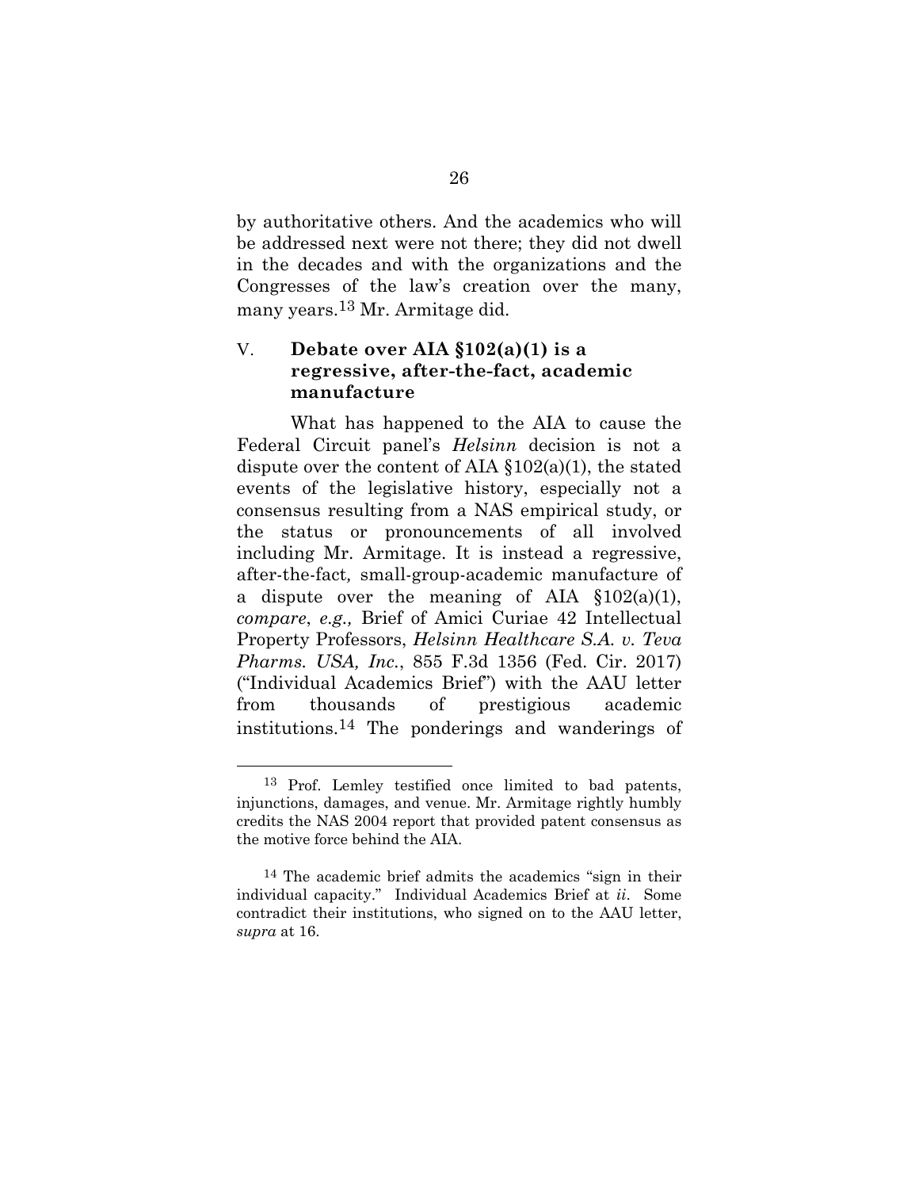by authoritative others. And the academics who will be addressed next were not there; they did not dwell in the decades and with the organizations and the Congresses of the law's creation over the many, many years.[13] Mr. Armitage did.

## V. Debate over AIA §102(a)(1) is a regressive, after-the-fact, academic manufacture

What has happened to the AIA to cause the Federal Circuit panel's *Helsinn* decision is not a dispute over the content of AIA §102(a)(1), the stated events of the legislative history, especially not a consensus resulting from a NAS empirical study, or the status or pronouncements of all involved including Mr. Armitage. It is instead a regressive, after-the-fact, small-group-academic manufacture of a dispute over the meaning of AIA §102(a)(1), *compare*, *e.g.,* Brief of Amici Curiae 42 Intellectual Property Professors, *Helsinn Healthcare S.A. v. Teva Pharms. USA, Inc.*, 855 F.3d 1356 (Fed. Cir. 2017) ("Individual Academics Brief") with the AAU letter from thousands of prestigious academic institutions.[14] The ponderings and wanderings of

---

[13] Prof. Lemley testified once limited to bad patents, injunctions, damages, and venue. Mr. Armitage rightly humbly credits the NAS 2004 report that provided patent consensus as the motive force behind the AIA.

[14] The academic brief admits the academics "sign in their individual capacity." Individual Academics Brief at *ii*. Some contradict their institutions, who signed on to the AAU letter, *supra* at 16.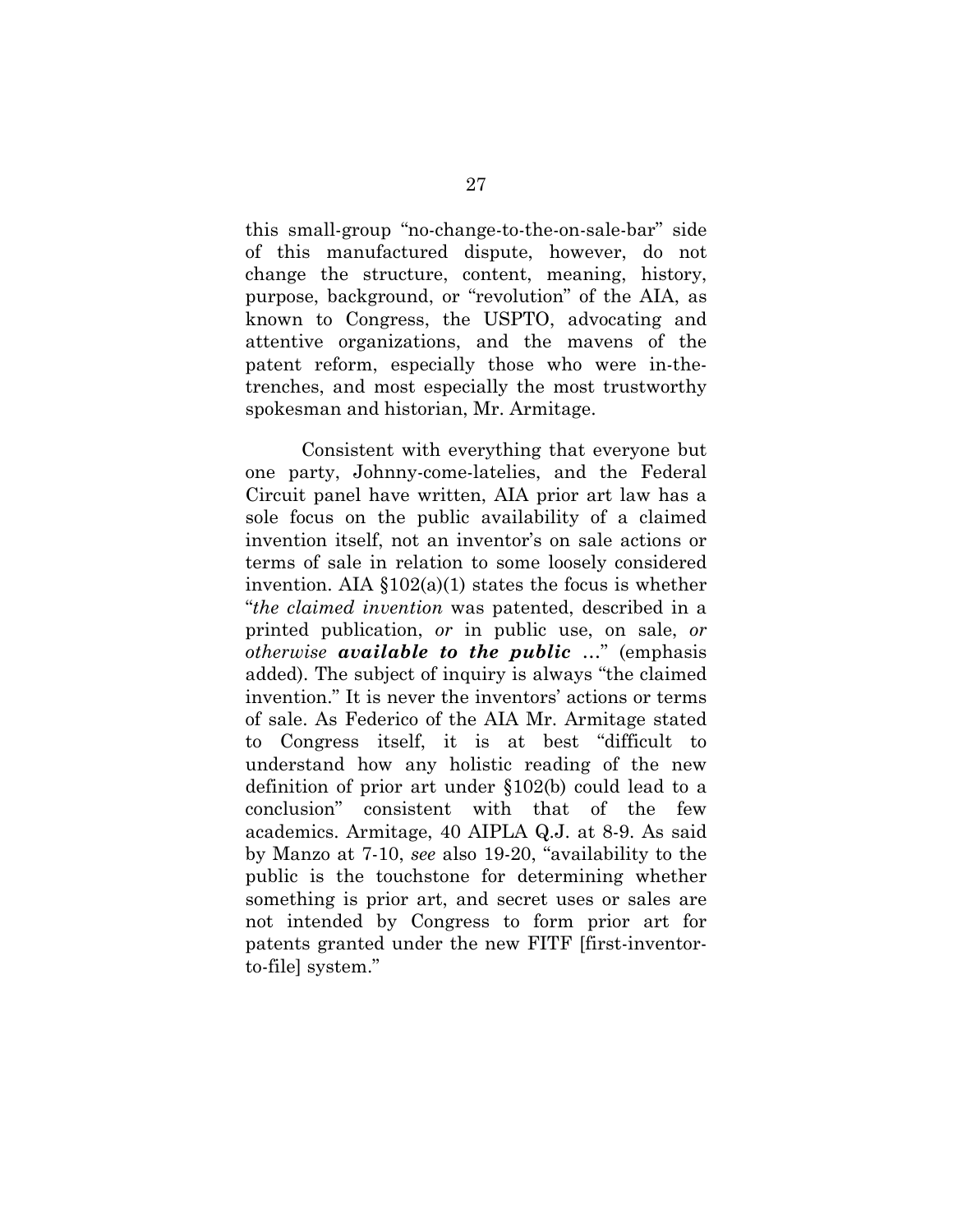this small-group "no-change-to-the-on-sale-bar" side of this manufactured dispute, however, do not change the structure, content, meaning, history, purpose, background, or "revolution" of the AIA, as known to Congress, the USPTO, advocating and attentive organizations, and the mavens of the patent reform, especially those who were in-the-trenches, and most especially the most trustworthy spokesman and historian, Mr. Armitage.

Consistent with everything that everyone but one party, Johnny-come-latelies, and the Federal Circuit panel have written, AIA prior art law has a sole focus on the public availability of a claimed invention itself, not an inventor's on sale actions or terms of sale in relation to some loosely considered invention. AIA §102(a)(1) states the focus is whether "*the claimed invention* was patented, described in a printed publication, *or* in public use, on sale, *or otherwise* ***available to the public*** …" (emphasis added). The subject of inquiry is always "the claimed invention." It is never the inventors' actions or terms of sale. As Federico of the AIA Mr. Armitage stated to Congress itself, it is at best "difficult to understand how any holistic reading of the new definition of prior art under §102(b) could lead to a conclusion" consistent with that of the few academics. Armitage, 40 AIPLA Q.J. at 8-9. As said by Manzo at 7-10, *see* also 19-20, "availability to the public is the touchstone for determining whether something is prior art, and secret uses or sales are not intended by Congress to form prior art for patents granted under the new FITF [first-inventor-to-file] system."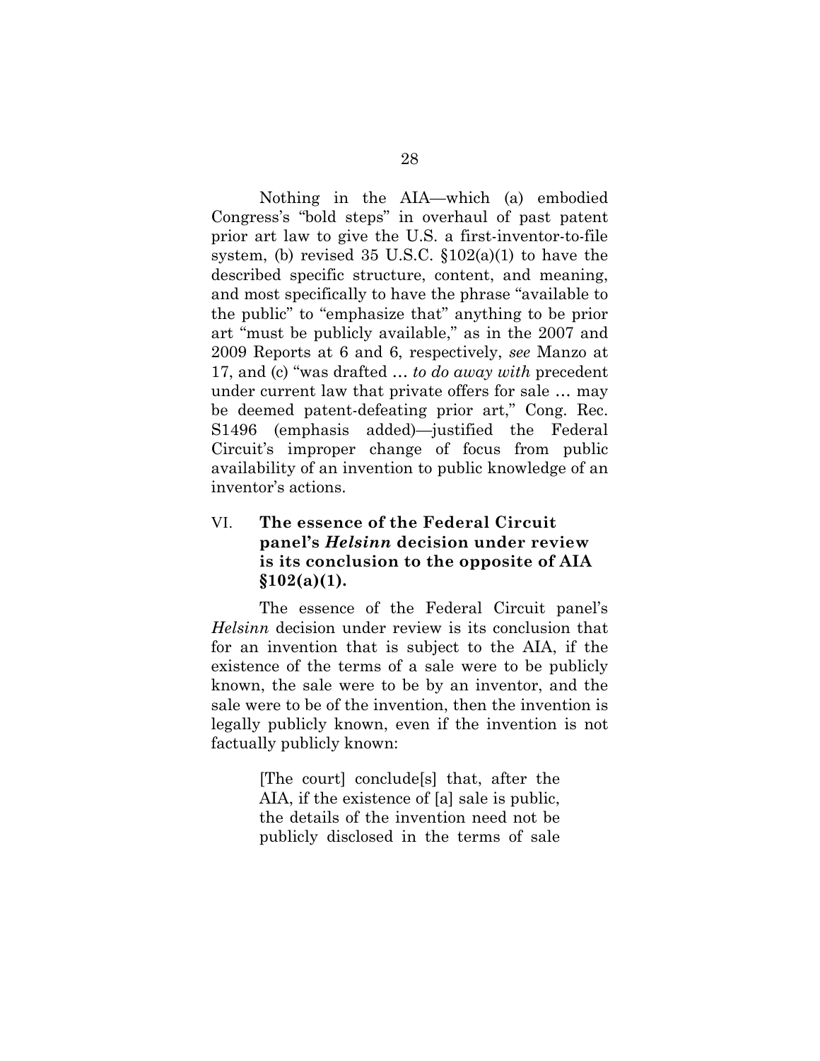Nothing in the AIA—which (a) embodied Congress's "bold steps" in overhaul of past patent prior art law to give the U.S. a first-inventor-to-file system, (b) revised 35 U.S.C. §102(a)(1) to have the described specific structure, content, and meaning, and most specifically to have the phrase "available to the public" to "emphasize that" anything to be prior art "must be publicly available," as in the 2007 and 2009 Reports at 6 and 6, respectively, *see* Manzo at 17, and (c) "was drafted … *to do away with* precedent under current law that private offers for sale … may be deemed patent-defeating prior art," Cong. Rec. S1496 (emphasis added)—justified the Federal Circuit's improper change of focus from public availability of an invention to public knowledge of an inventor's actions.

## VI. **The essence of the Federal Circuit panel's *Helsinn* decision under review is its conclusion to the opposite of AIA §102(a)(1).**

The essence of the Federal Circuit panel's *Helsinn* decision under review is its conclusion that for an invention that is subject to the AIA, if the existence of the terms of a sale were to be publicly known, the sale were to be by an inventor, and the sale were to be of the invention, then the invention is legally publicly known, even if the invention is not factually publicly known:

> [The court] conclude[s] that, after the AIA, if the existence of [a] sale is public, the details of the invention need not be publicly disclosed in the terms of sale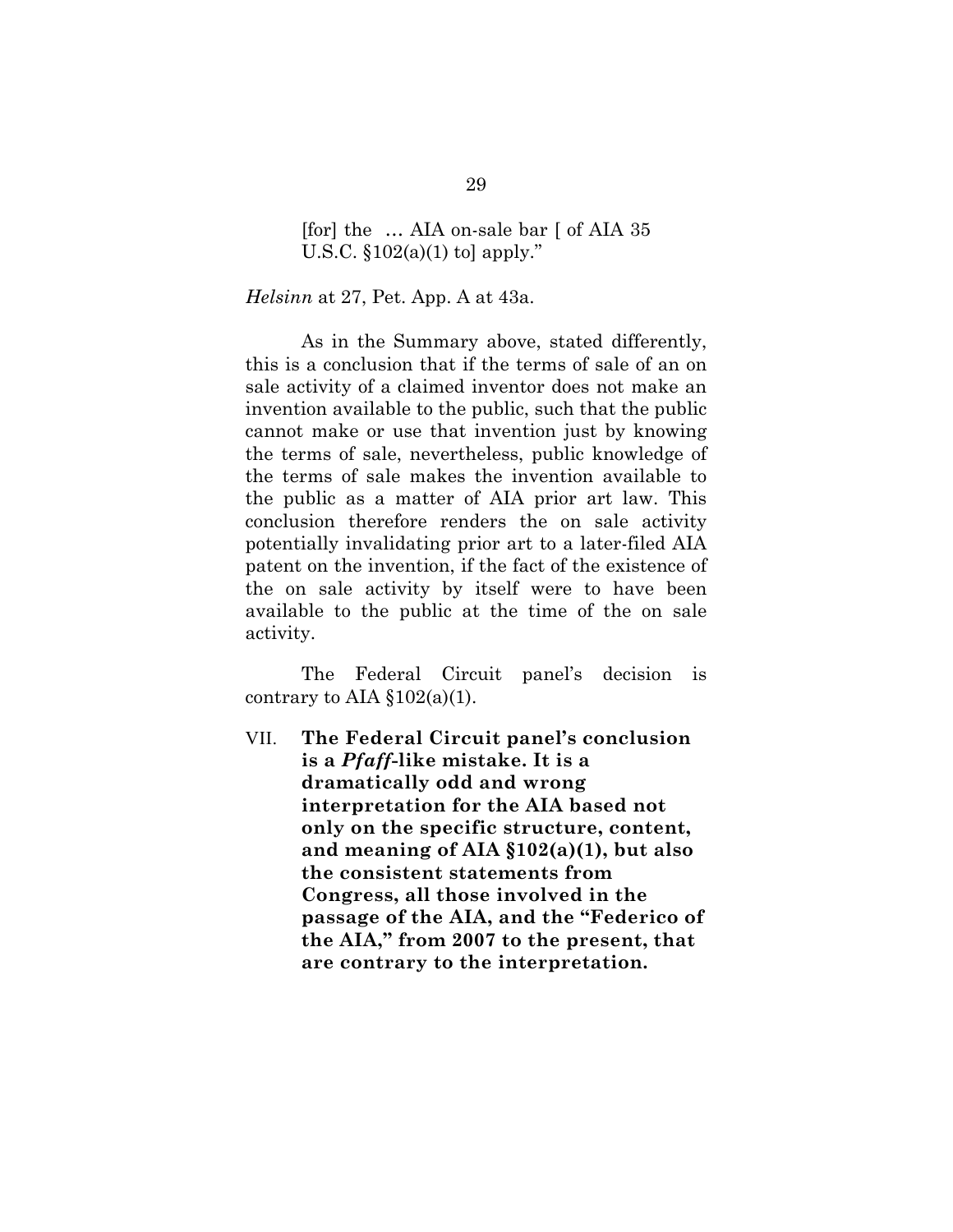> [for] the … AIA on-sale bar [ of AIA 35 U.S.C. §102(a)(1) to] apply."

*Helsinn* at 27, Pet. App. A at 43a.

As in the Summary above, stated differently, this is a conclusion that if the terms of sale of an on sale activity of a claimed inventor does not make an invention available to the public, such that the public cannot make or use that invention just by knowing the terms of sale, nevertheless, public knowledge of the terms of sale makes the invention available to the public as a matter of AIA prior art law. This conclusion therefore renders the on sale activity potentially invalidating prior art to a later-filed AIA patent on the invention, if the fact of the existence of the on sale activity by itself were to have been available to the public at the time of the on sale activity.

The Federal Circuit panel's decision is contrary to AIA §102(a)(1).

## VII. The Federal Circuit panel's conclusion is a *Pfaff*-like mistake. It is a dramatically odd and wrong interpretation for the AIA based not only on the specific structure, content, and meaning of AIA §102(a)(1), but also the consistent statements from Congress, all those involved in the passage of the AIA, and the "Federico of the AIA," from 2007 to the present, that are contrary to the interpretation.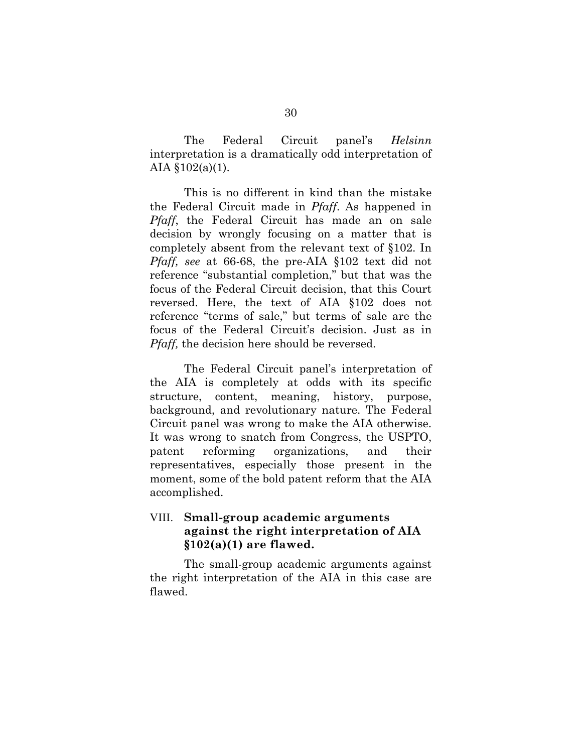The Federal Circuit panel's *Helsinn* interpretation is a dramatically odd interpretation of AIA §102(a)(1).

This is no different in kind than the mistake the Federal Circuit made in *Pfaff*. As happened in *Pfaff*, the Federal Circuit has made an on sale decision by wrongly focusing on a matter that is completely absent from the relevant text of §102. In *Pfaff, see* at 66-68, the pre-AIA §102 text did not reference "substantial completion," but that was the focus of the Federal Circuit decision, that this Court reversed. Here, the text of AIA §102 does not reference "terms of sale," but terms of sale are the focus of the Federal Circuit's decision. Just as in *Pfaff,* the decision here should be reversed.

The Federal Circuit panel's interpretation of the AIA is completely at odds with its specific structure, content, meaning, history, purpose, background, and revolutionary nature. The Federal Circuit panel was wrong to make the AIA otherwise. It was wrong to snatch from Congress, the USPTO, patent reforming organizations, and their representatives, especially those present in the moment, some of the bold patent reform that the AIA accomplished.

## VIII. **Small-group academic arguments against the right interpretation of AIA §102(a)(1) are flawed.**

The small-group academic arguments against the right interpretation of the AIA in this case are flawed.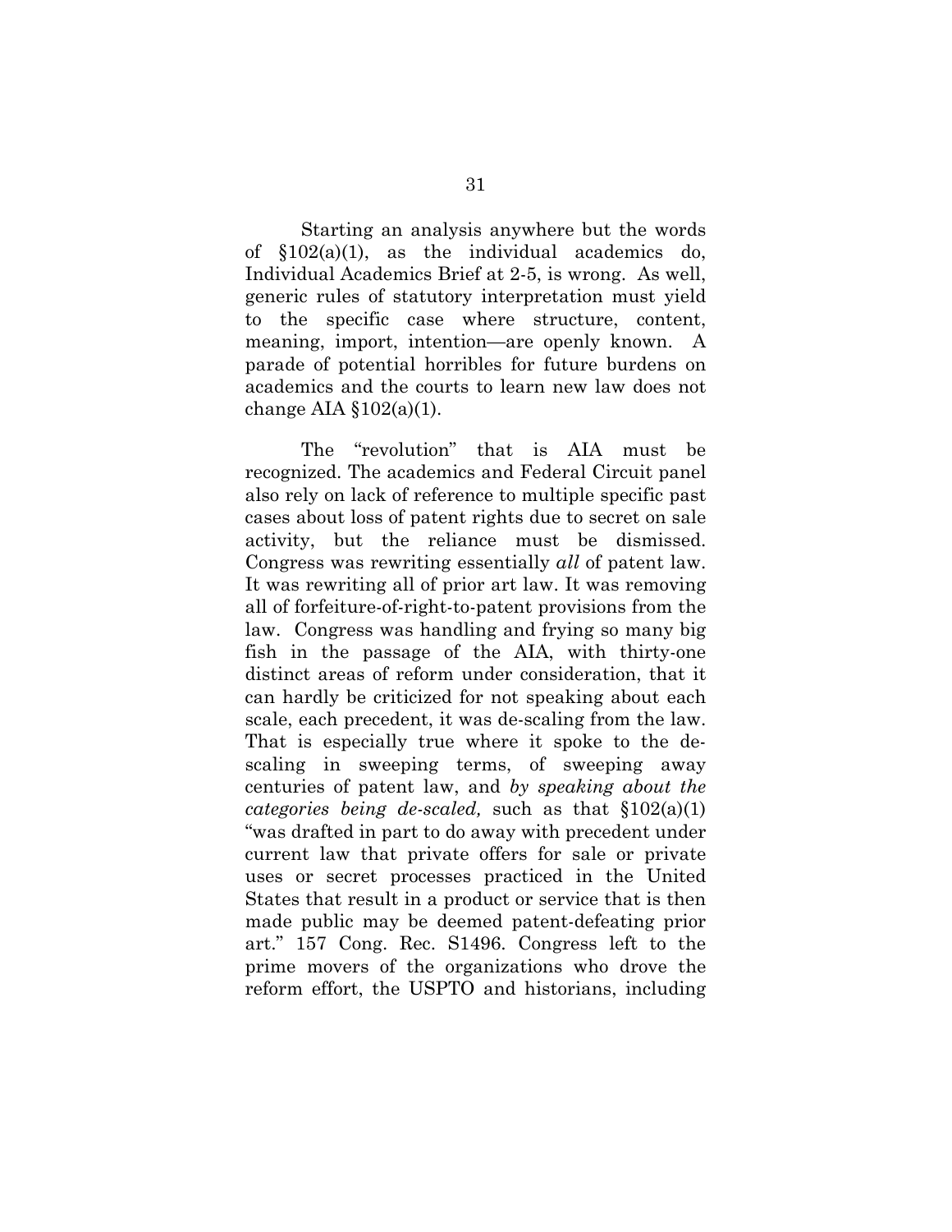Starting an analysis anywhere but the words of §102(a)(1), as the individual academics do, Individual Academics Brief at 2-5, is wrong. As well, generic rules of statutory interpretation must yield to the specific case where structure, content, meaning, import, intention—are openly known. A parade of potential horribles for future burdens on academics and the courts to learn new law does not change AIA §102(a)(1).

The "revolution" that is AIA must be recognized. The academics and Federal Circuit panel also rely on lack of reference to multiple specific past cases about loss of patent rights due to secret on sale activity, but the reliance must be dismissed. Congress was rewriting essentially *all* of patent law. It was rewriting all of prior art law. It was removing all of forfeiture-of-right-to-patent provisions from the law. Congress was handling and frying so many big fish in the passage of the AIA, with thirty-one distinct areas of reform under consideration, that it can hardly be criticized for not speaking about each scale, each precedent, it was de-scaling from the law. That is especially true where it spoke to the de-scaling in sweeping terms, of sweeping away centuries of patent law, and *by speaking about the categories being de-scaled,* such as that §102(a)(1) "was drafted in part to do away with precedent under current law that private offers for sale or private uses or secret processes practiced in the United States that result in a product or service that is then made public may be deemed patent-defeating prior art." 157 Cong. Rec. S1496. Congress left to the prime movers of the organizations who drove the reform effort, the USPTO and historians, including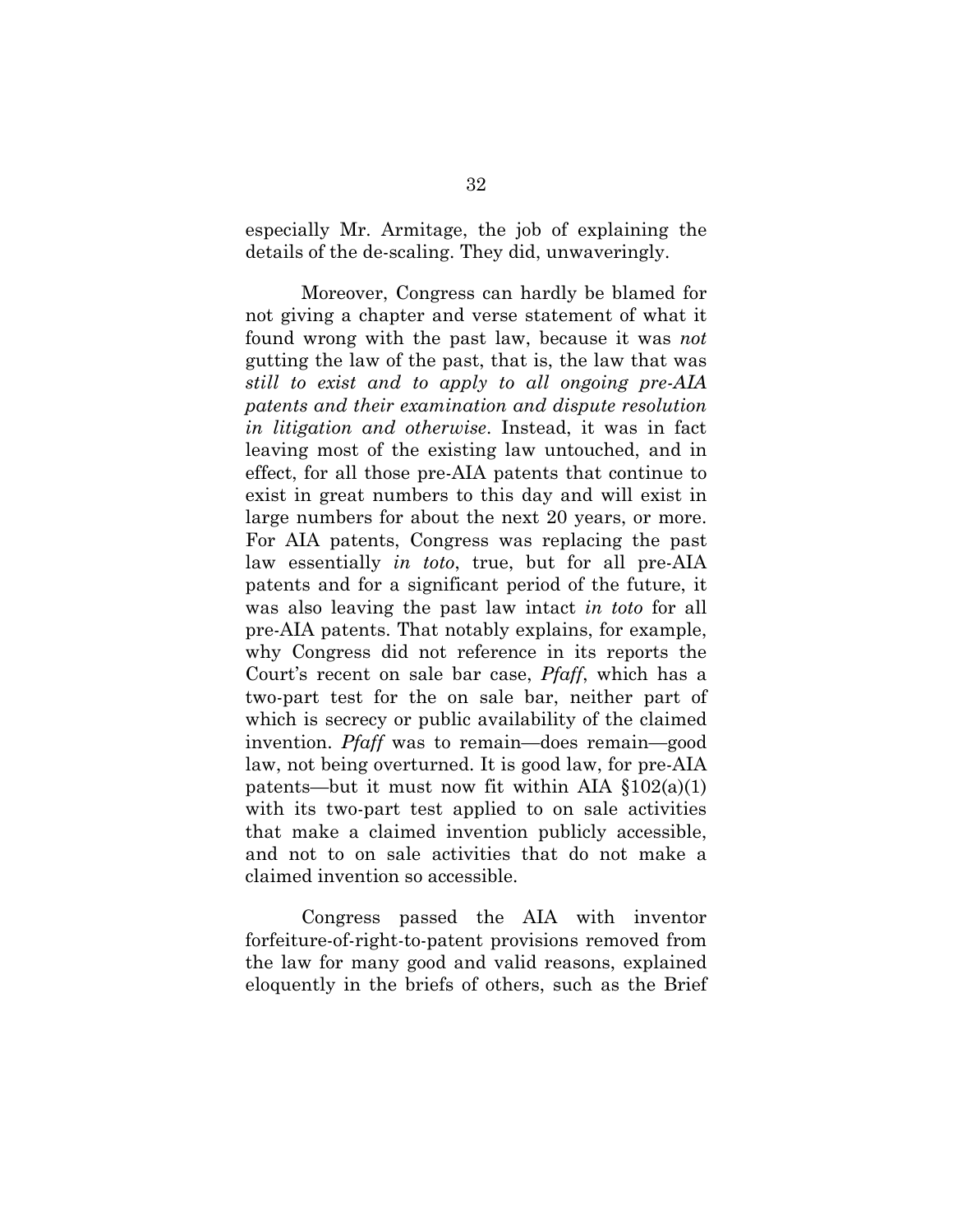especially Mr. Armitage, the job of explaining the details of the de-scaling. They did, unwaveringly.

Moreover, Congress can hardly be blamed for not giving a chapter and verse statement of what it found wrong with the past law, because it was *not* gutting the law of the past, that is, the law that was *still to exist and to apply to all ongoing pre-AIA patents and their examination and dispute resolution in litigation and otherwise*. Instead, it was in fact leaving most of the existing law untouched, and in effect, for all those pre-AIA patents that continue to exist in great numbers to this day and will exist in large numbers for about the next 20 years, or more. For AIA patents, Congress was replacing the past law essentially *in toto*, true, but for all pre-AIA patents and for a significant period of the future, it was also leaving the past law intact *in toto* for all pre-AIA patents. That notably explains, for example, why Congress did not reference in its reports the Court's recent on sale bar case, *Pfaff*, which has a two-part test for the on sale bar, neither part of which is secrecy or public availability of the claimed invention. *Pfaff* was to remain—does remain—good law, not being overturned. It is good law, for pre-AIA patents—but it must now fit within AIA §102(a)(1) with its two-part test applied to on sale activities that make a claimed invention publicly accessible, and not to on sale activities that do not make a claimed invention so accessible.

Congress passed the AIA with inventor forfeiture-of-right-to-patent provisions removed from the law for many good and valid reasons, explained eloquently in the briefs of others, such as the Brief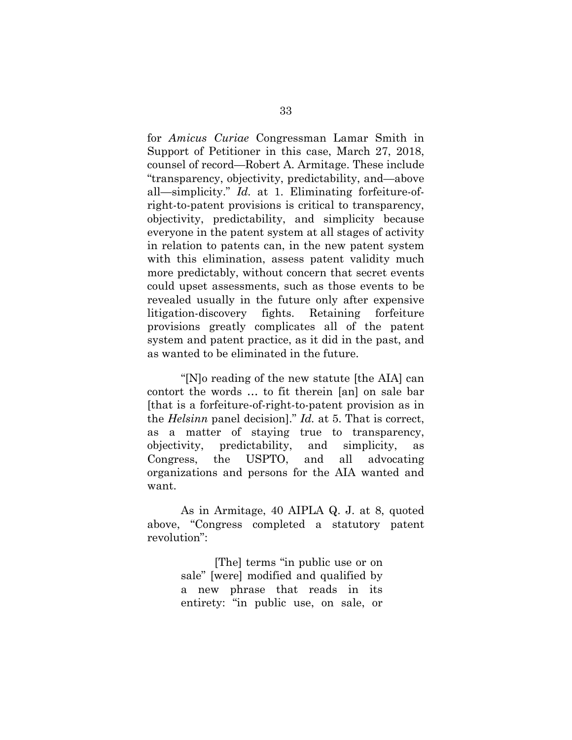for *Amicus Curiae* Congressman Lamar Smith in Support of Petitioner in this case, March 27, 2018, counsel of record—Robert A. Armitage. These include "transparency, objectivity, predictability, and—above all—simplicity." *Id.* at 1. Eliminating forfeiture-of-right-to-patent provisions is critical to transparency, objectivity, predictability, and simplicity because everyone in the patent system at all stages of activity in relation to patents can, in the new patent system with this elimination, assess patent validity much more predictably, without concern that secret events could upset assessments, such as those events to be revealed usually in the future only after expensive litigation-discovery fights. Retaining forfeiture provisions greatly complicates all of the patent system and patent practice, as it did in the past, and as wanted to be eliminated in the future.

"[N]o reading of the new statute [the AIA] can contort the words … to fit therein [an] on sale bar [that is a forfeiture-of-right-to-patent provision as in the *Helsinn* panel decision]." *Id.* at 5. That is correct, as a matter of staying true to transparency, objectivity, predictability, and simplicity, as Congress, the USPTO, and all advocating organizations and persons for the AIA wanted and want.

As in Armitage, 40 AIPLA Q. J. at 8, quoted above, "Congress completed a statutory patent revolution":

> [The] terms "in public use or on sale" [were] modified and qualified by a new phrase that reads in its entirety: "in public use, on sale, or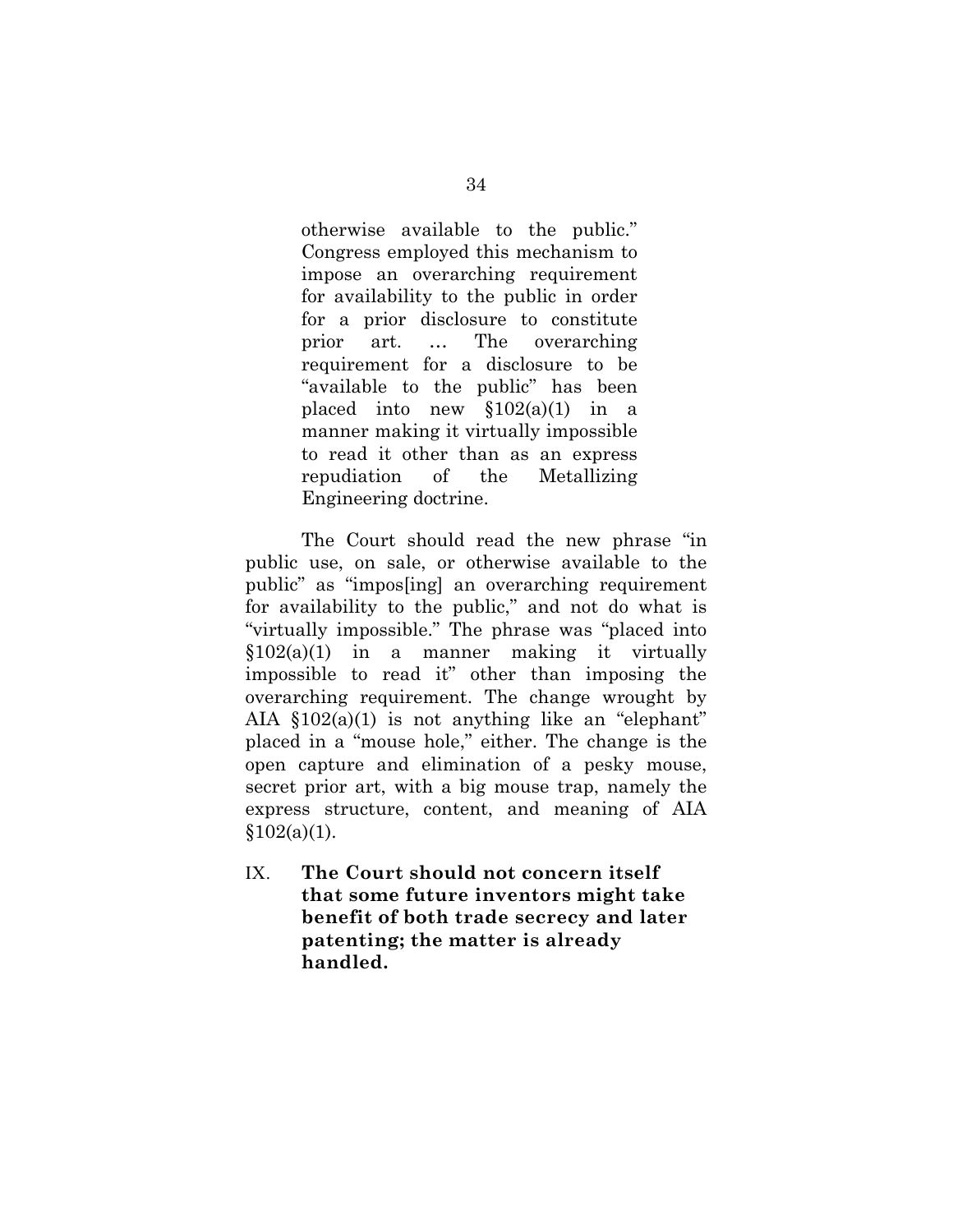> otherwise available to the public." Congress employed this mechanism to impose an overarching requirement for availability to the public in order for a prior disclosure to constitute prior art. … The overarching requirement for a disclosure to be "available to the public" has been placed into new §102(a)(1) in a manner making it virtually impossible to read it other than as an express repudiation of the Metallizing Engineering doctrine.

The Court should read the new phrase "in public use, on sale, or otherwise available to the public" as "impos[ing] an overarching requirement for availability to the public," and not do what is "virtually impossible." The phrase was "placed into §102(a)(1) in a manner making it virtually impossible to read it" other than imposing the overarching requirement. The change wrought by AIA §102(a)(1) is not anything like an "elephant" placed in a "mouse hole," either. The change is the open capture and elimination of a pesky mouse, secret prior art, with a big mouse trap, namely the express structure, content, and meaning of AIA §102(a)(1).

## IX. The Court should not concern itself that some future inventors might take benefit of both trade secrecy and later patenting; the matter is already handled.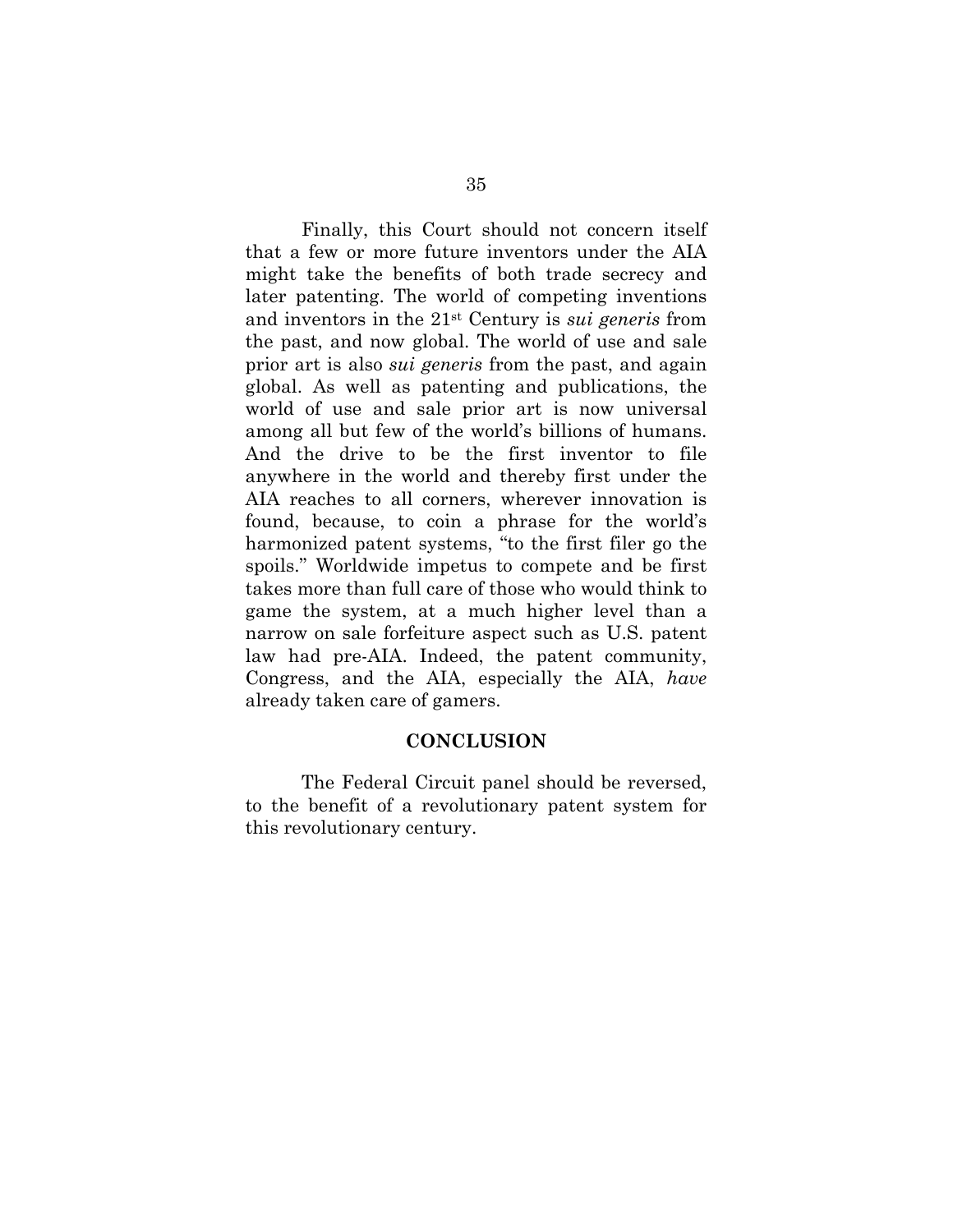Finally, this Court should not concern itself that a few or more future inventors under the AIA might take the benefits of both trade secrecy and later patenting. The world of competing inventions and inventors in the 21st Century is *sui generis* from the past, and now global. The world of use and sale prior art is also *sui generis* from the past, and again global. As well as patenting and publications, the world of use and sale prior art is now universal among all but few of the world's billions of humans. And the drive to be the first inventor to file anywhere in the world and thereby first under the AIA reaches to all corners, wherever innovation is found, because, to coin a phrase for the world's harmonized patent systems, "to the first filer go the spoils." Worldwide impetus to compete and be first takes more than full care of those who would think to game the system, at a much higher level than a narrow on sale forfeiture aspect such as U.S. patent law had pre-AIA. Indeed, the patent community, Congress, and the AIA, especially the AIA, *have* already taken care of gamers.

## CONCLUSION

The Federal Circuit panel should be reversed, to the benefit of a revolutionary patent system for this revolutionary century.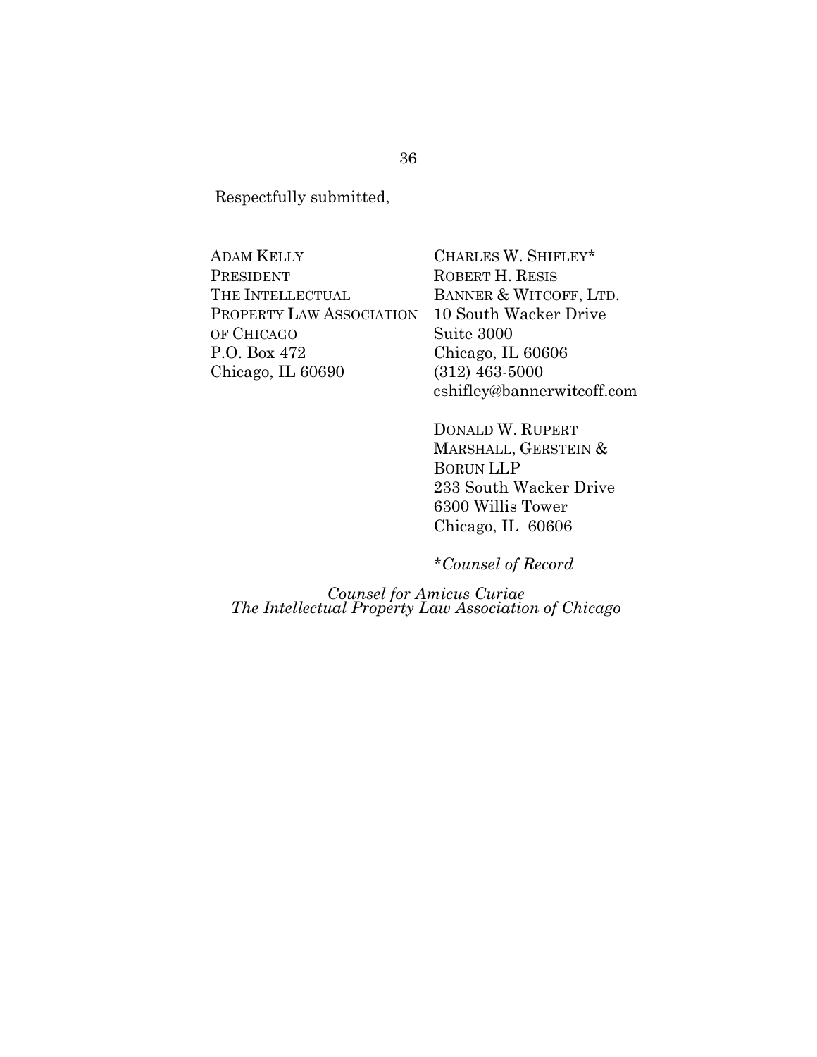Respectfully submitted,

ADAM KELLY
PRESIDENT
THE INTELLECTUAL PROPERTY LAW ASSOCIATION OF CHICAGO
P.O. Box 472
Chicago, IL 60690

CHARLES W. SHIFLEY*
ROBERT H. RESIS
BANNER & WITCOFF, LTD.
10 South Wacker Drive
Suite 3000
Chicago, IL 60606
(312) 463-5000
cshifley@bannerwitcoff.com

DONALD W. RUPERT
MARSHALL, GERSTEIN & BORUN LLP
233 South Wacker Drive
6300 Willis Tower
Chicago, IL 60606

**Counsel of Record*

*Counsel for Amicus Curiae*
*The Intellectual Property Law Association of Chicago*